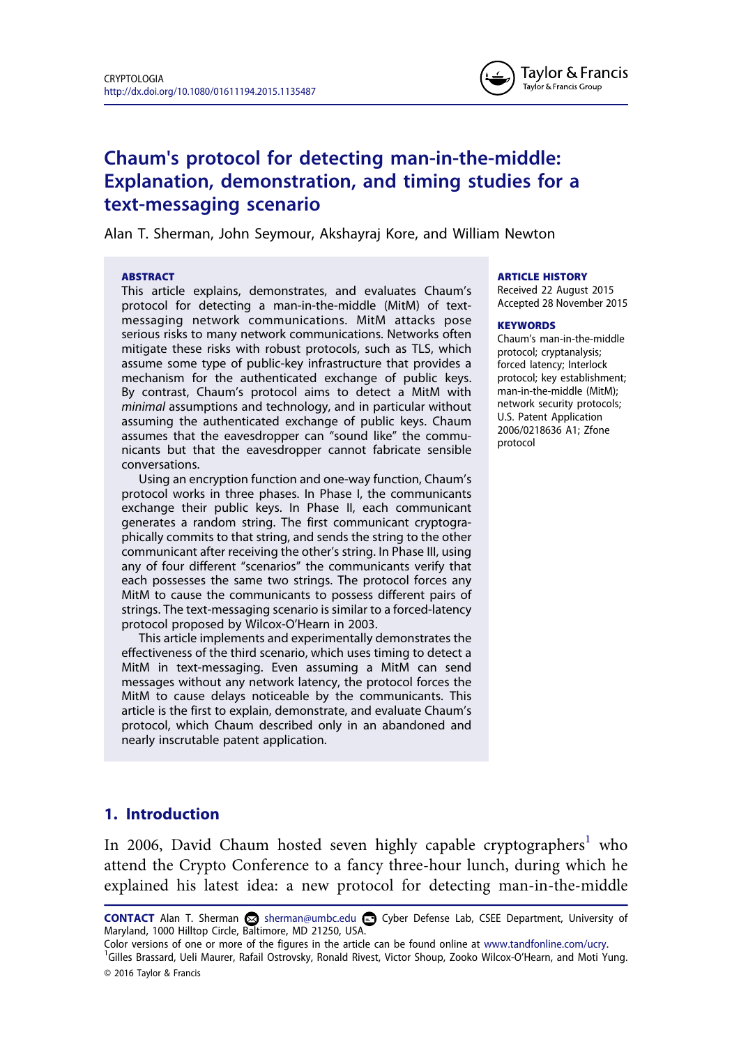# Chaum's protocol for detecting man-in-the-middle: Explanation, demonstration, and timing studies for a text-messaging scenario

Alan T. Sherman, John Seymour, Akshayraj Kore, and William Newton

**ABSTRACT**

This article explains, demonstrates, and evaluates Chaum's protocol for detecting a man-in-the-middle (MitM) of text-messaging network communications. MitM attacks pose serious risks to many network communications. Networks often mitigate these risks with robust protocols, such as TLS, which assume some type of public-key infrastructure that provides a mechanism for the authenticated exchange of public keys. By contrast, Chaum's protocol aims to detect a MitM with *minimal* assumptions and technology, and in particular without assuming the authenticated exchange of public keys. Chaum assumes that the eavesdropper can "sound like" the communicants but that the eavesdropper cannot fabricate sensible conversations.

Using an encryption function and one-way function, Chaum's protocol works in three phases. In Phase I, the communicants exchange their public keys. In Phase II, each communicant generates a random string. The first communicant cryptographically commits to that string, and sends the string to the other communicant after receiving the other's string. In Phase III, using any of four different "scenarios" the communicants verify that each possesses the same two strings. The protocol forces any MitM to cause the communicants to possess different pairs of strings. The text-messaging scenario is similar to a forced-latency protocol proposed by Wilcox-O'Hearn in 2003.

This article implements and experimentally demonstrates the effectiveness of the third scenario, which uses timing to detect a MitM in text-messaging. Even assuming a MitM can send messages without any network latency, the protocol forces the MitM to cause delays noticeable by the communicants. This article is the first to explain, demonstrate, and evaluate Chaum's protocol, which Chaum described only in an abandoned and nearly inscrutable patent application.

**ARTICLE HISTORY**

Received 22 August 2015
Accepted 28 November 2015

**KEYWORDS**

Chaum's man-in-the-middle protocol; cryptanalysis; forced latency; Interlock protocol; key establishment; man-in-the-middle (MitM); network security protocols; U.S. Patent Application 2006/0218636 A1; Zfone protocol

## 1. Introduction

In 2006, David Chaum hosted seven highly capable cryptographers[1] who attend the Crypto Conference to a fancy three-hour lunch, during which he explained his latest idea: a new protocol for detecting man-in-the-middle

**CONTACT** Alan T. Sherman sherman@umbc.edu Cyber Defense Lab, CSEE Department, University of Maryland, 1000 Hilltop Circle, Baltimore, MD 21250, USA.

Color versions of one or more of the figures in the article can be found online at www.tandfonline.com/ucry.

[1] Gilles Brassard, Ueli Maurer, Rafail Ostrovsky, Ronald Rivest, Victor Shoup, Zooko Wilcox-O'Hearn, and Moti Yung.

© 2016 Taylor & Francis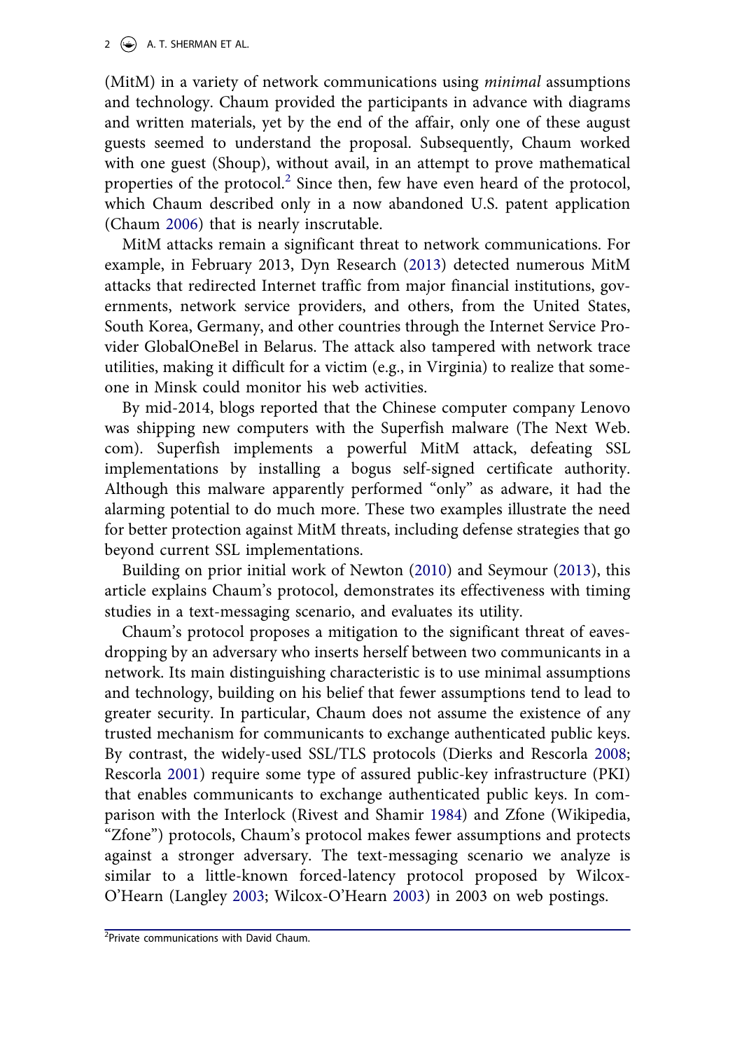(MitM) in a variety of network communications using *minimal* assumptions and technology. Chaum provided the participants in advance with diagrams and written materials, yet by the end of the affair, only one of these august guests seemed to understand the proposal. Subsequently, Chaum worked with one guest (Shoup), without avail, in an attempt to prove mathematical properties of the protocol.[2] Since then, few have even heard of the protocol, which Chaum described only in a now abandoned U.S. patent application (Chaum 2006) that is nearly inscrutable.

MitM attacks remain a significant threat to network communications. For example, in February 2013, Dyn Research (2013) detected numerous MitM attacks that redirected Internet traffic from major financial institutions, governments, network service providers, and others, from the United States, South Korea, Germany, and other countries through the Internet Service Provider GlobalOneBel in Belarus. The attack also tampered with network trace utilities, making it difficult for a victim (e.g., in Virginia) to realize that someone in Minsk could monitor his web activities.

By mid-2014, blogs reported that the Chinese computer company Lenovo was shipping new computers with the Superfish malware (The Next Web.com). Superfish implements a powerful MitM attack, defeating SSL implementations by installing a bogus self-signed certificate authority. Although this malware apparently performed "only" as adware, it had the alarming potential to do much more. These two examples illustrate the need for better protection against MitM threats, including defense strategies that go beyond current SSL implementations.

Building on prior initial work of Newton (2010) and Seymour (2013), this article explains Chaum's protocol, demonstrates its effectiveness with timing studies in a text-messaging scenario, and evaluates its utility.

Chaum's protocol proposes a mitigation to the significant threat of eavesdropping by an adversary who inserts herself between two communicants in a network. Its main distinguishing characteristic is to use minimal assumptions and technology, building on his belief that fewer assumptions tend to lead to greater security. In particular, Chaum does not assume the existence of any trusted mechanism for communicants to exchange authenticated public keys. By contrast, the widely-used SSL/TLS protocols (Dierks and Rescorla 2008; Rescorla 2001) require some type of assured public-key infrastructure (PKI) that enables communicants to exchange authenticated public keys. In comparison with the Interlock (Rivest and Shamir 1984) and Zfone (Wikipedia, "Zfone") protocols, Chaum's protocol makes fewer assumptions and protects against a stronger adversary. The text-messaging scenario we analyze is similar to a little-known forced-latency protocol proposed by Wilcox-O'Hearn (Langley 2003; Wilcox-O'Hearn 2003) in 2003 on web postings.

[2]Private communications with David Chaum.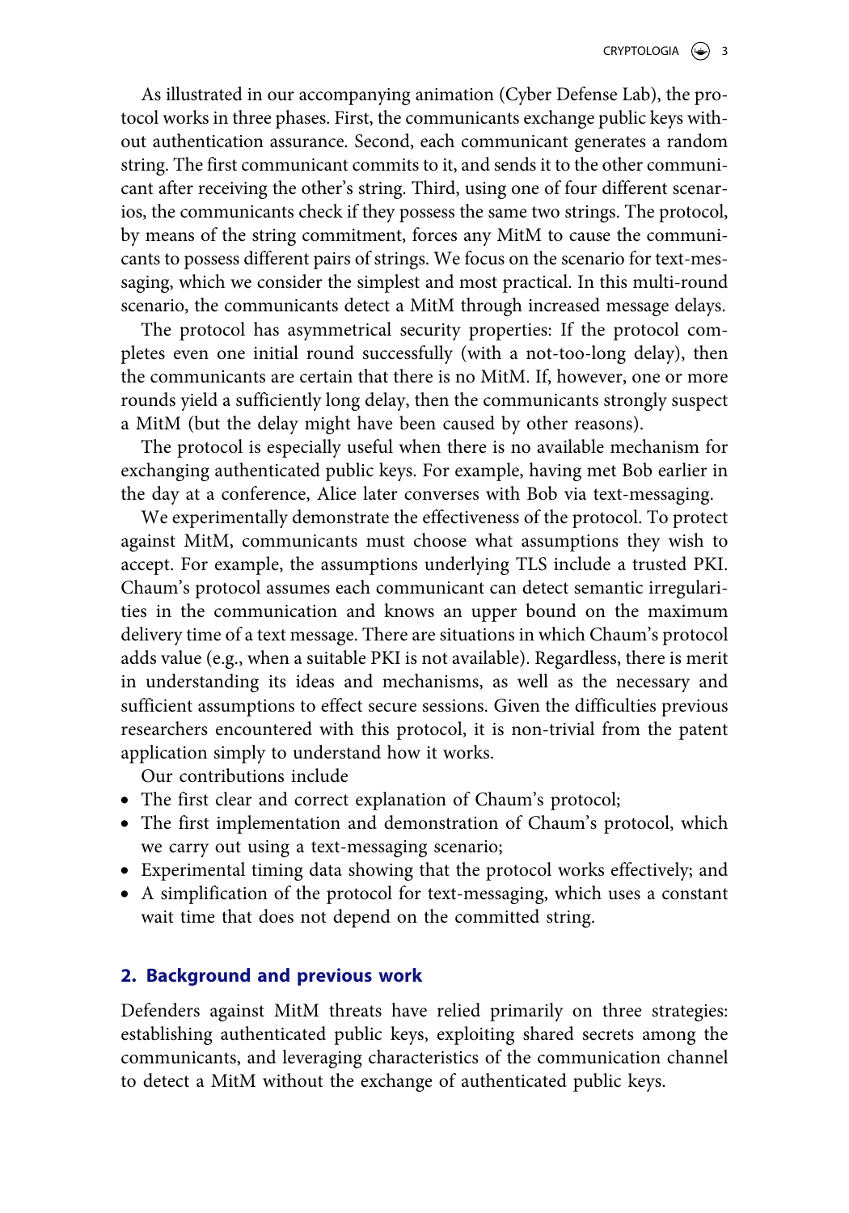As illustrated in our accompanying animation (Cyber Defense Lab), the protocol works in three phases. First, the communicants exchange public keys without authentication assurance. Second, each communicant generates a random string. The first communicant commits to it, and sends it to the other communicant after receiving the other's string. Third, using one of four different scenarios, the communicants check if they possess the same two strings. The protocol, by means of the string commitment, forces any MitM to cause the communicants to possess different pairs of strings. We focus on the scenario for text-messaging, which we consider the simplest and most practical. In this multi-round scenario, the communicants detect a MitM through increased message delays.

The protocol has asymmetrical security properties: If the protocol completes even one initial round successfully (with a not-too-long delay), then the communicants are certain that there is no MitM. If, however, one or more rounds yield a sufficiently long delay, then the communicants strongly suspect a MitM (but the delay might have been caused by other reasons).

The protocol is especially useful when there is no available mechanism for exchanging authenticated public keys. For example, having met Bob earlier in the day at a conference, Alice later converses with Bob via text-messaging.

We experimentally demonstrate the effectiveness of the protocol. To protect against MitM, communicants must choose what assumptions they wish to accept. For example, the assumptions underlying TLS include a trusted PKI. Chaum's protocol assumes each communicant can detect semantic irregularities in the communication and knows an upper bound on the maximum delivery time of a text message. There are situations in which Chaum's protocol adds value (e.g., when a suitable PKI is not available). Regardless, there is merit in understanding its ideas and mechanisms, as well as the necessary and sufficient assumptions to effect secure sessions. Given the difficulties previous researchers encountered with this protocol, it is non-trivial from the patent application simply to understand how it works.

Our contributions include

- The first clear and correct explanation of Chaum's protocol;
- The first implementation and demonstration of Chaum's protocol, which we carry out using a text-messaging scenario;
- Experimental timing data showing that the protocol works effectively; and
- A simplification of the protocol for text-messaging, which uses a constant wait time that does not depend on the committed string.

## 2. Background and previous work

Defenders against MitM threats have relied primarily on three strategies: establishing authenticated public keys, exploiting shared secrets among the communicants, and leveraging characteristics of the communication channel to detect a MitM without the exchange of authenticated public keys.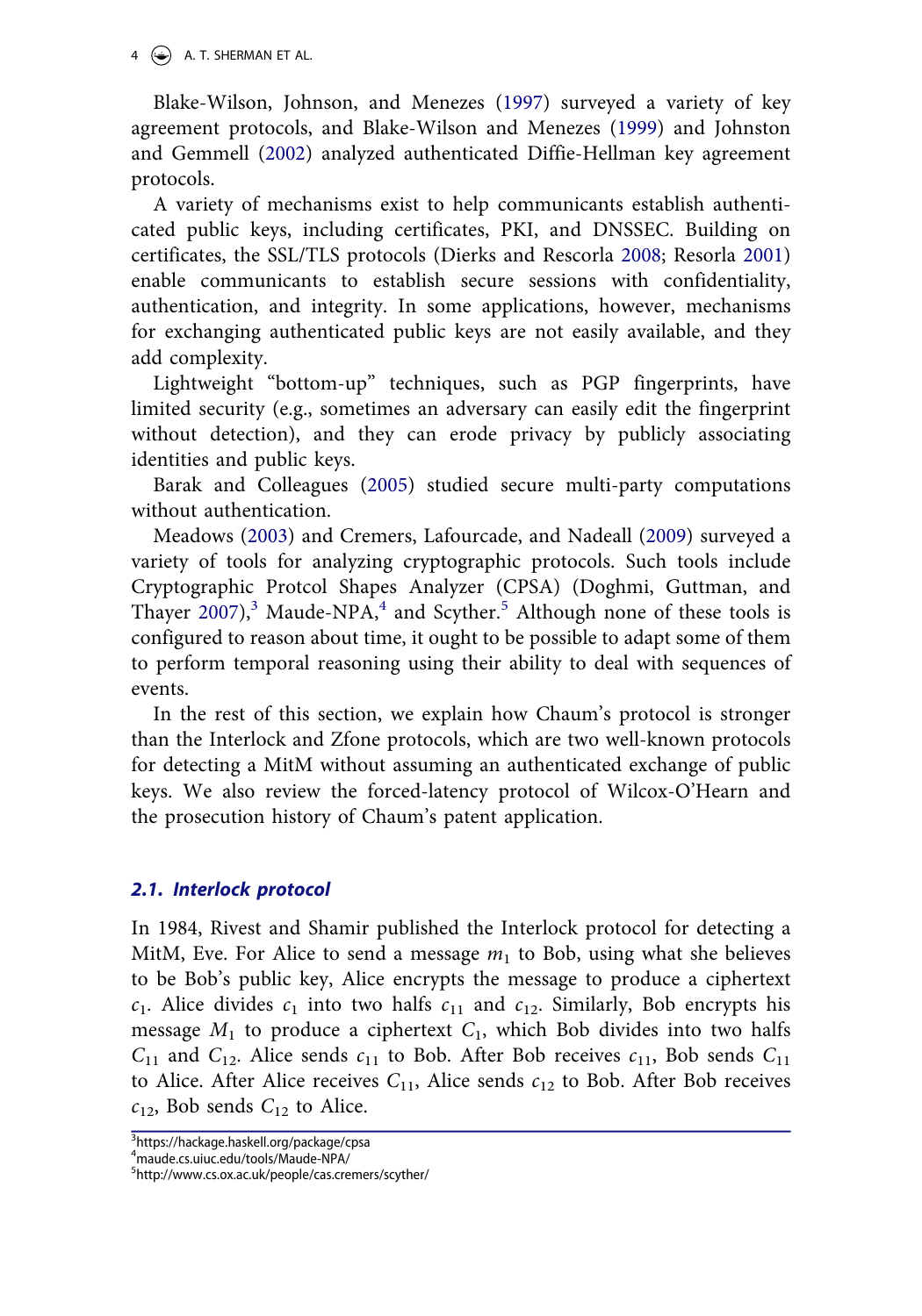Blake-Wilson, Johnson, and Menezes (1997) surveyed a variety of key agreement protocols, and Blake-Wilson and Menezes (1999) and Johnston and Gemmell (2002) analyzed authenticated Diffie-Hellman key agreement protocols.

A variety of mechanisms exist to help communicants establish authenticated public keys, including certificates, PKI, and DNSSEC. Building on certificates, the SSL/TLS protocols (Dierks and Rescorla 2008; Resorla 2001) enable communicants to establish secure sessions with confidentiality, authentication, and integrity. In some applications, however, mechanisms for exchanging authenticated public keys are not easily available, and they add complexity.

Lightweight "bottom-up" techniques, such as PGP fingerprints, have limited security (e.g., sometimes an adversary can easily edit the fingerprint without detection), and they can erode privacy by publicly associating identities and public keys.

Barak and Colleagues (2005) studied secure multi-party computations without authentication.

Meadows (2003) and Cremers, Lafourcade, and Nadeall (2009) surveyed a variety of tools for analyzing cryptographic protocols. Such tools include Cryptographic Protcol Shapes Analyzer (CPSA) (Doghmi, Guttman, and Thayer 2007),[3] Maude-NPA,[4] and Scyther.[5] Although none of these tools is configured to reason about time, it ought to be possible to adapt some of them to perform temporal reasoning using their ability to deal with sequences of events.

In the rest of this section, we explain how Chaum's protocol is stronger than the Interlock and Zfone protocols, which are two well-known protocols for detecting a MitM without assuming an authenticated exchange of public keys. We also review the forced-latency protocol of Wilcox-O'Hearn and the prosecution history of Chaum's patent application.

## 2.1. Interlock protocol

In 1984, Rivest and Shamir published the Interlock protocol for detecting a MitM, Eve. For Alice to send a message $m_1$ to Bob, using what she believes to be Bob's public key, Alice encrypts the message to produce a ciphertext $c_1$. Alice divides $c_1$ into two halfs $c_{11}$ and $c_{12}$. Similarly, Bob encrypts his message $M_1$ to produce a ciphertext $C_1$, which Bob divides into two halfs $C_{11}$ and $C_{12}$. Alice sends $c_{11}$ to Bob. After Bob receives $c_{11}$, Bob sends $C_{11}$ to Alice. After Alice receives $C_{11}$, Alice sends $c_{12}$ to Bob. After Bob receives $c_{12}$, Bob sends $C_{12}$ to Alice.

---

[3] https://hackage.haskell.org/package/cpsa
[4] maude.cs.uiuc.edu/tools/Maude-NPA/
[5] http://www.cs.ox.ac.uk/people/cas.cremers/scyther/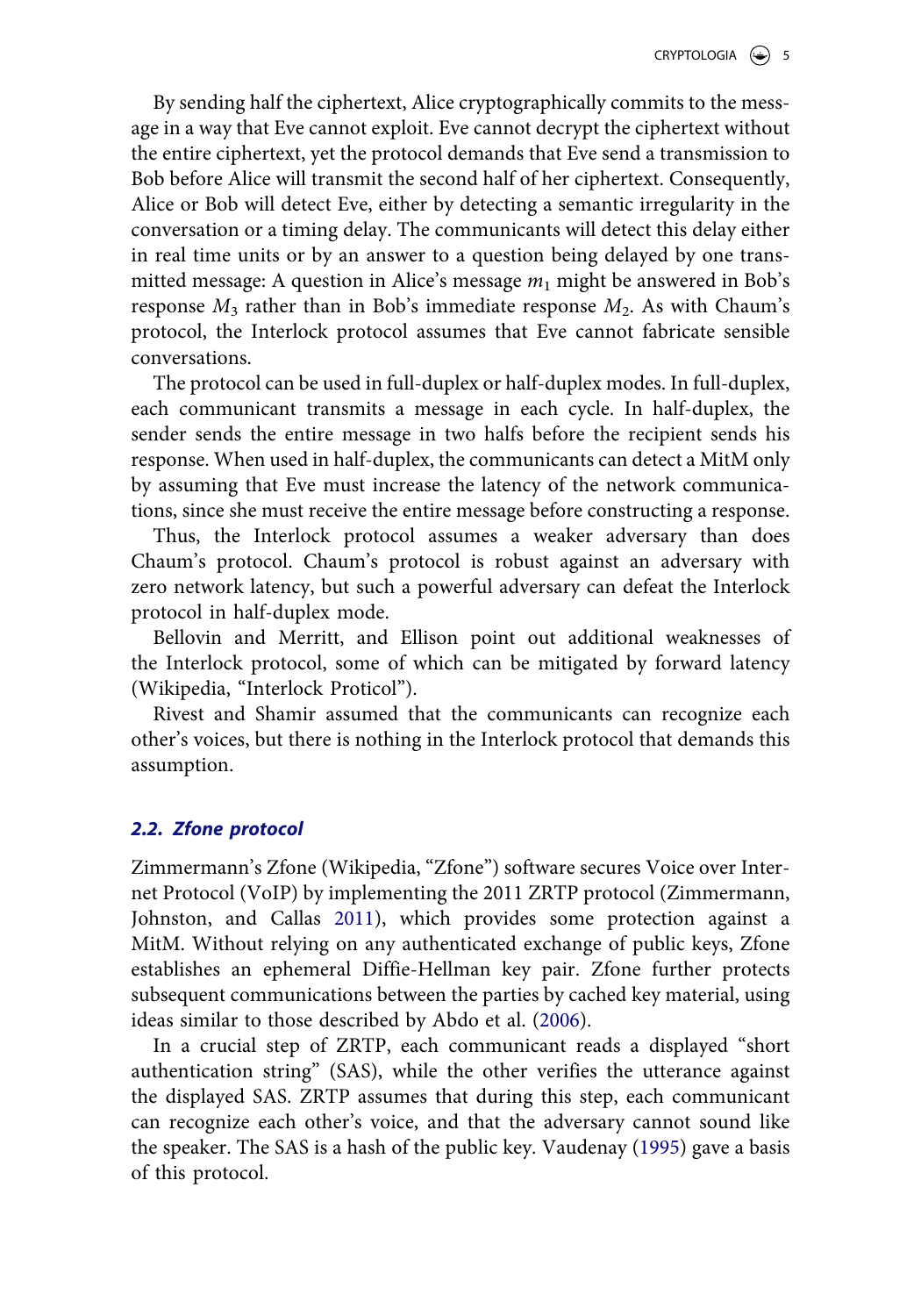By sending half the ciphertext, Alice cryptographically commits to the message in a way that Eve cannot exploit. Eve cannot decrypt the ciphertext without the entire ciphertext, yet the protocol demands that Eve send a transmission to Bob before Alice will transmit the second half of her ciphertext. Consequently, Alice or Bob will detect Eve, either by detecting a semantic irregularity in the conversation or a timing delay. The communicants will detect this delay either in real time units or by an answer to a question being delayed by one transmitted message: A question in Alice's message $m_1$ might be answered in Bob's response $M_3$ rather than in Bob's immediate response $M_2$. As with Chaum's protocol, the Interlock protocol assumes that Eve cannot fabricate sensible conversations.

The protocol can be used in full-duplex or half-duplex modes. In full-duplex, each communicant transmits a message in each cycle. In half-duplex, the sender sends the entire message in two halfs before the recipient sends his response. When used in half-duplex, the communicants can detect a MitM only by assuming that Eve must increase the latency of the network communications, since she must receive the entire message before constructing a response.

Thus, the Interlock protocol assumes a weaker adversary than does Chaum's protocol. Chaum's protocol is robust against an adversary with zero network latency, but such a powerful adversary can defeat the Interlock protocol in half-duplex mode.

Bellovin and Merritt, and Ellison point out additional weaknesses of the Interlock protocol, some of which can be mitigated by forward latency (Wikipedia, "Interlock Proticol").

Rivest and Shamir assumed that the communicants can recognize each other's voices, but there is nothing in the Interlock protocol that demands this assumption.

### *2.2. Zfone protocol*

Zimmermann's Zfone (Wikipedia, "Zfone") software secures Voice over Internet Protocol (VoIP) by implementing the 2011 ZRTP protocol (Zimmermann, Johnston, and Callas 2011), which provides some protection against a MitM. Without relying on any authenticated exchange of public keys, Zfone establishes an ephemeral Diffie-Hellman key pair. Zfone further protects subsequent communications between the parties by cached key material, using ideas similar to those described by Abdo et al. (2006).

In a crucial step of ZRTP, each communicant reads a displayed "short authentication string" (SAS), while the other verifies the utterance against the displayed SAS. ZRTP assumes that during this step, each communicant can recognize each other's voice, and that the adversary cannot sound like the speaker. The SAS is a hash of the public key. Vaudenay (1995) gave a basis of this protocol.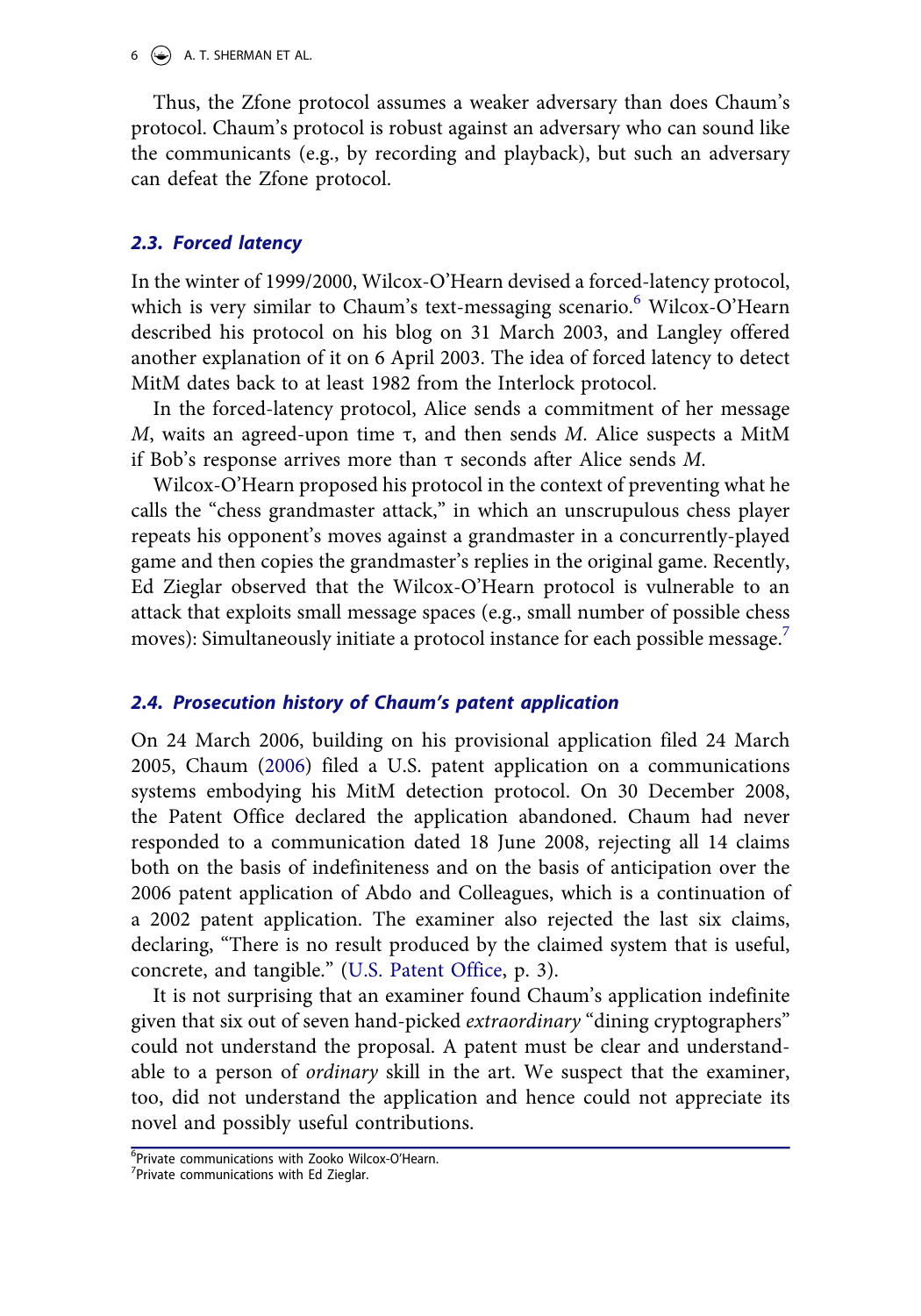Thus, the Zfone protocol assumes a weaker adversary than does Chaum's protocol. Chaum's protocol is robust against an adversary who can sound like the communicants (e.g., by recording and playback), but such an adversary can defeat the Zfone protocol.

### 2.3. *Forced latency*

In the winter of 1999/2000, Wilcox-O'Hearn devised a forced-latency protocol, which is very similar to Chaum's text-messaging scenario.[6] Wilcox-O'Hearn described his protocol on his blog on 31 March 2003, and Langley offered another explanation of it on 6 April 2003. The idea of forced latency to detect MitM dates back to at least 1982 from the Interlock protocol.

In the forced-latency protocol, Alice sends a commitment of her message $M$, waits an agreed-upon time $\tau$, and then sends $M$. Alice suspects a MitM if Bob's response arrives more than $\tau$ seconds after Alice sends $M$.

Wilcox-O'Hearn proposed his protocol in the context of preventing what he calls the "chess grandmaster attack," in which an unscrupulous chess player repeats his opponent's moves against a grandmaster in a concurrently-played game and then copies the grandmaster's replies in the original game. Recently, Ed Zieglar observed that the Wilcox-O'Hearn protocol is vulnerable to an attack that exploits small message spaces (e.g., small number of possible chess moves): Simultaneously initiate a protocol instance for each possible message.[7]

### 2.4. *Prosecution history of Chaum's patent application*

On 24 March 2006, building on his provisional application filed 24 March 2005, Chaum (2006) filed a U.S. patent application on a communications systems embodying his MitM detection protocol. On 30 December 2008, the Patent Office declared the application abandoned. Chaum had never responded to a communication dated 18 June 2008, rejecting all 14 claims both on the basis of indefiniteness and on the basis of anticipation over the 2006 patent application of Abdo and Colleagues, which is a continuation of a 2002 patent application. The examiner also rejected the last six claims, declaring, "There is no result produced by the claimed system that is useful, concrete, and tangible." (U.S. Patent Office, p. 3).

It is not surprising that an examiner found Chaum's application indefinite given that six out of seven hand-picked *extraordinary* "dining cryptographers" could not understand the proposal. A patent must be clear and understandable to a person of *ordinary* skill in the art. We suspect that the examiner, too, did not understand the application and hence could not appreciate its novel and possibly useful contributions.

---

[6] Private communications with Zooko Wilcox-O'Hearn.

[7] Private communications with Ed Zieglar.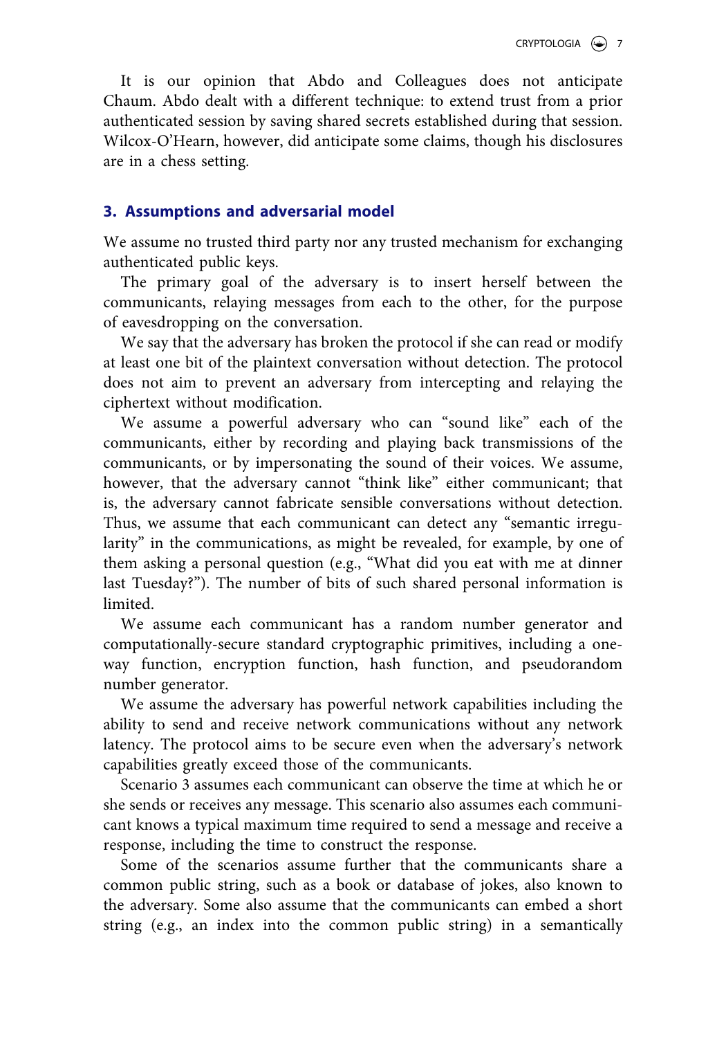It is our opinion that Abdo and Colleagues does not anticipate Chaum. Abdo dealt with a different technique: to extend trust from a prior authenticated session by saving shared secrets established during that session. Wilcox-O'Hearn, however, did anticipate some claims, though his disclosures are in a chess setting.

## 3. Assumptions and adversarial model

We assume no trusted third party nor any trusted mechanism for exchanging authenticated public keys.

The primary goal of the adversary is to insert herself between the communicants, relaying messages from each to the other, for the purpose of eavesdropping on the conversation.

We say that the adversary has broken the protocol if she can read or modify at least one bit of the plaintext conversation without detection. The protocol does not aim to prevent an adversary from intercepting and relaying the ciphertext without modification.

We assume a powerful adversary who can "sound like" each of the communicants, either by recording and playing back transmissions of the communicants, or by impersonating the sound of their voices. We assume, however, that the adversary cannot "think like" either communicant; that is, the adversary cannot fabricate sensible conversations without detection. Thus, we assume that each communicant can detect any "semantic irregularity" in the communications, as might be revealed, for example, by one of them asking a personal question (e.g., "What did you eat with me at dinner last Tuesday?"). The number of bits of such shared personal information is limited.

We assume each communicant has a random number generator and computationally-secure standard cryptographic primitives, including a one-way function, encryption function, hash function, and pseudorandom number generator.

We assume the adversary has powerful network capabilities including the ability to send and receive network communications without any network latency. The protocol aims to be secure even when the adversary's network capabilities greatly exceed those of the communicants.

Scenario 3 assumes each communicant can observe the time at which he or she sends or receives any message. This scenario also assumes each communicant knows a typical maximum time required to send a message and receive a response, including the time to construct the response.

Some of the scenarios assume further that the communicants share a common public string, such as a book or database of jokes, also known to the adversary. Some also assume that the communicants can embed a short string (e.g., an index into the common public string) in a semantically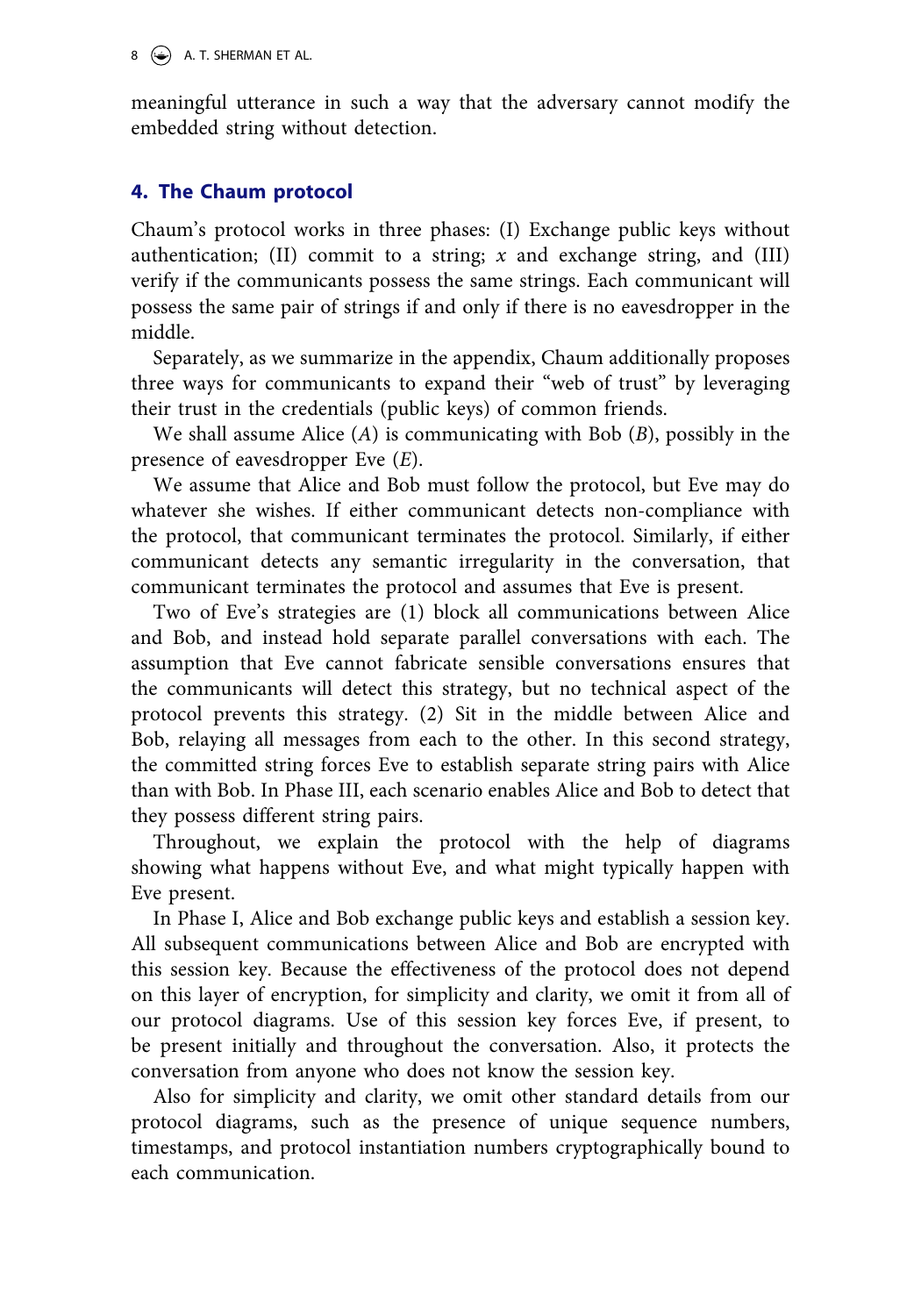meaningful utterance in such a way that the adversary cannot modify the embedded string without detection.

## 4. The Chaum protocol

Chaum's protocol works in three phases: (I) Exchange public keys without authentication; (II) commit to a string; $x$ and exchange string, and (III) verify if the communicants possess the same strings. Each communicant will possess the same pair of strings if and only if there is no eavesdropper in the middle.

Separately, as we summarize in the appendix, Chaum additionally proposes three ways for communicants to expand their "web of trust" by leveraging their trust in the credentials (public keys) of common friends.

We shall assume Alice ($A$) is communicating with Bob ($B$), possibly in the presence of eavesdropper Eve ($E$).

We assume that Alice and Bob must follow the protocol, but Eve may do whatever she wishes. If either communicant detects non-compliance with the protocol, that communicant terminates the protocol. Similarly, if either communicant detects any semantic irregularity in the conversation, that communicant terminates the protocol and assumes that Eve is present.

Two of Eve's strategies are (1) block all communications between Alice and Bob, and instead hold separate parallel conversations with each. The assumption that Eve cannot fabricate sensible conversations ensures that the communicants will detect this strategy, but no technical aspect of the protocol prevents this strategy. (2) Sit in the middle between Alice and Bob, relaying all messages from each to the other. In this second strategy, the committed string forces Eve to establish separate string pairs with Alice than with Bob. In Phase III, each scenario enables Alice and Bob to detect that they possess different string pairs.

Throughout, we explain the protocol with the help of diagrams showing what happens without Eve, and what might typically happen with Eve present.

In Phase I, Alice and Bob exchange public keys and establish a session key. All subsequent communications between Alice and Bob are encrypted with this session key. Because the effectiveness of the protocol does not depend on this layer of encryption, for simplicity and clarity, we omit it from all of our protocol diagrams. Use of this session key forces Eve, if present, to be present initially and throughout the conversation. Also, it protects the conversation from anyone who does not know the session key.

Also for simplicity and clarity, we omit other standard details from our protocol diagrams, such as the presence of unique sequence numbers, timestamps, and protocol instantiation numbers cryptographically bound to each communication.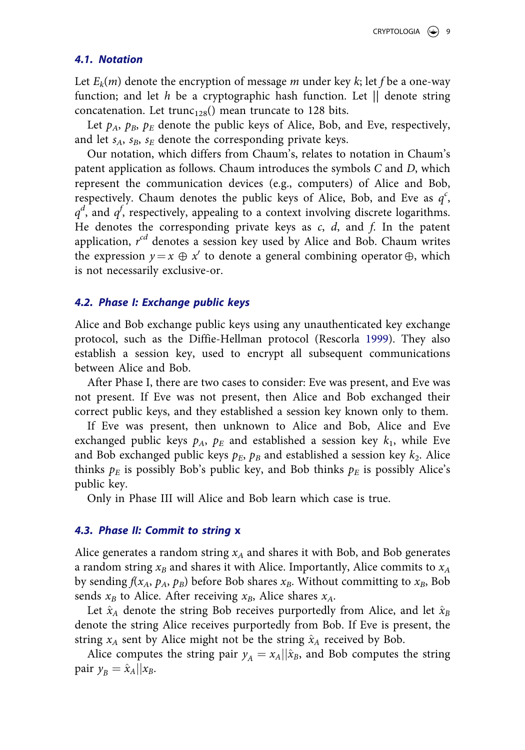### 4.1. Notation

Let $E_k(m)$ denote the encryption of message $m$ under key $k$; let $f$ be a one-way function; and let $h$ be a cryptographic hash function. Let $||$ denote string concatenation. Let $\text{trunc}_{128}()$ mean truncate to 128 bits.

Let $p_A$, $p_B$, $p_E$ denote the public keys of Alice, Bob, and Eve, respectively, and let $s_A$, $s_B$, $s_E$ denote the corresponding private keys.

Our notation, which differs from Chaum's, relates to notation in Chaum's patent application as follows. Chaum introduces the symbols $C$ and $D$, which represent the communication devices (e.g., computers) of Alice and Bob, respectively. Chaum denotes the public keys of Alice, Bob, and Eve as $q^c$, $q^d$, and $q^f$, respectively, appealing to a context involving discrete logarithms. He denotes the corresponding private keys as $c$, $d$, and $f$. In the patent application, $r^{cd}$ denotes a session key used by Alice and Bob. Chaum writes the expression $y = x \oplus x'$ to denote a general combining operator $\oplus$, which is not necessarily exclusive-or.

### 4.2. Phase I: Exchange public keys

Alice and Bob exchange public keys using any unauthenticated key exchange protocol, such as the Diffie-Hellman protocol (Rescorla 1999). They also establish a session key, used to encrypt all subsequent communications between Alice and Bob.

After Phase I, there are two cases to consider: Eve was present, and Eve was not present. If Eve was not present, then Alice and Bob exchanged their correct public keys, and they established a session key known only to them.

If Eve was present, then unknown to Alice and Bob, Alice and Eve exchanged public keys $p_A$, $p_E$ and established a session key $k_1$, while Eve and Bob exchanged public keys $p_E$, $p_B$ and established a session key $k_2$. Alice thinks $p_E$ is possibly Bob's public key, and Bob thinks $p_E$ is possibly Alice's public key.

Only in Phase III will Alice and Bob learn which case is true.

### 4.3. Phase II: Commit to string x

Alice generates a random string $x_A$ and shares it with Bob, and Bob generates a random string $x_B$ and shares it with Alice. Importantly, Alice commits to $x_A$ by sending $f(x_A, p_A, p_B)$ before Bob shares $x_B$. Without committing to $x_B$, Bob sends $x_B$ to Alice. After receiving $x_B$, Alice shares $x_A$.

Let $\hat{x}_A$ denote the string Bob receives purportedly from Alice, and let $\hat{x}_B$ denote the string Alice receives purportedly from Bob. If Eve is present, the string $x_A$ sent by Alice might not be the string $\hat{x}_A$ received by Bob.

Alice computes the string pair $y_A = x_A||\hat{x}_B$, and Bob computes the string pair $y_B = \hat{x}_A||x_B$.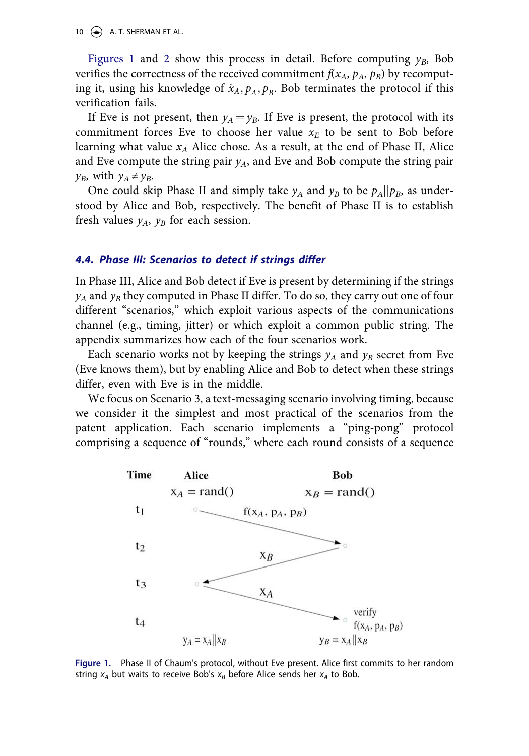Figures 1 and 2 show this process in detail. Before computing $y_B$, Bob verifies the correctness of the received commitment $f(x_A, p_A, p_B)$ by recomputing it, using his knowledge of $\hat{x}_A, p_A, p_B$. Bob terminates the protocol if this verification fails.

If Eve is not present, then $y_A = y_B$. If Eve is present, the protocol with its commitment forces Eve to choose her value $x_E$ to be sent to Bob before learning what value $x_A$ Alice chose. As a result, at the end of Phase II, Alice and Eve compute the string pair $y_A$, and Eve and Bob compute the string pair $y_B$, with $y_A \neq y_B$.

One could skip Phase II and simply take $y_A$ and $y_B$ to be $p_A || p_B$, as understood by Alice and Bob, respectively. The benefit of Phase II is to establish fresh values $y_A$, $y_B$ for each session.

### 4.4. Phase III: Scenarios to detect if strings differ

In Phase III, Alice and Bob detect if Eve is present by determining if the strings $y_A$ and $y_B$ they computed in Phase II differ. To do so, they carry out one of four different "scenarios," which exploit various aspects of the communications channel (e.g., timing, jitter) or which exploit a common public string. The appendix summarizes how each of the four scenarios work.

Each scenario works not by keeping the strings $y_A$ and $y_B$ secret from Eve (Eve knows them), but by enabling Alice and Bob to detect when these strings differ, even with Eve is in the middle.

We focus on Scenario 3, a text-messaging scenario involving timing, because we consider it the simplest and most practical of the scenarios from the patent application. Each scenario implements a "ping-pong" protocol comprising a sequence of "rounds," where each round consists of a sequence

| Time | Alice | | Bob |
|---|---|---|---|
| | $x_A = \text{rand}()$ | | $x_B = \text{rand}()$ |
| $t_1$ | ○ | $f(x_A, p_A, p_B)$ → | |
| $t_2$ | | | ○ |
| | | ← $x_B$ | |
| $t_3$ | ○ | | |
| | | $x_A$ → | |
| $t_4$ | | | ○ verify $f(x_A, p_A, p_B)$ |
| | $y_A = x_A \| x_B$ | | $y_B = x_A \| x_B$ |

**Figure 1.** Phase II of Chaum's protocol, without Eve present. Alice first commits to her random string $x_A$ but waits to receive Bob's $x_B$ before Alice sends her $x_A$ to Bob.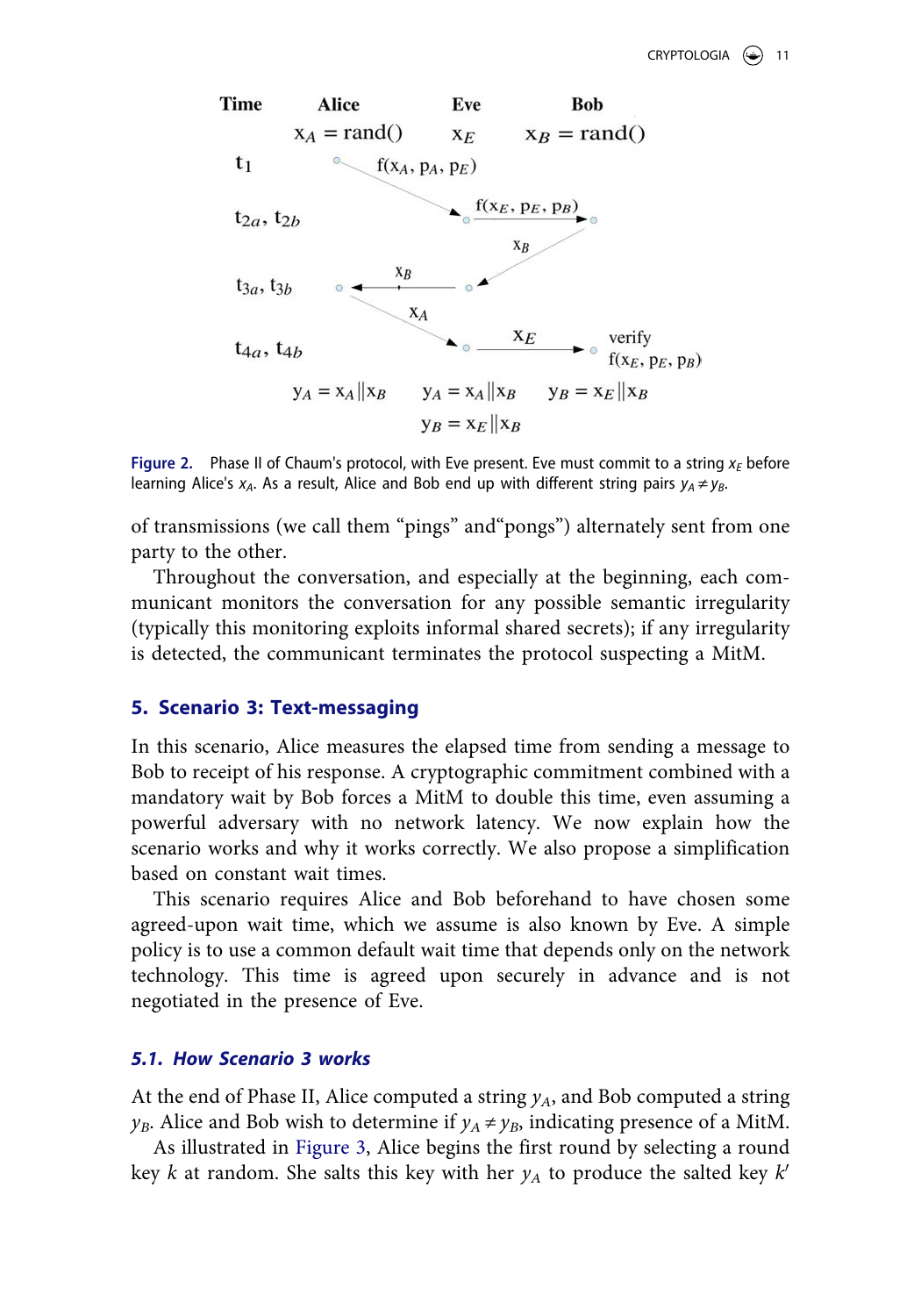| Time | Alice | Eve | Bob |
|---|---|---|---|
| | $x_A = rand()$ | $x_E$ | $x_B = rand()$ |
| $t_1$ | $f(x_A, p_A, p_E)$ → Eve | | |
| $t_{2a}, t_{2b}$ | | $f(x_E, p_E, p_B)$ → Bob | |
| | | $x_B$ ← Bob | |
| $t_{3a}, t_{3b}$ | ← $x_B$ | | |
| | $x_A$ → Eve | | |
| $t_{4a}, t_{4b}$ | | $x_E$ → Bob | verify $f(x_E, p_E, p_B)$ |
| | $y_A = x_A \| x_B$ | $y_A = x_A \| x_B$ | $y_B = x_E \| x_B$ |
| | | $y_B = x_E \| x_B$ | |

**Figure 2.** Phase II of Chaum's protocol, with Eve present. Eve must commit to a string $x_E$ before learning Alice's $x_A$. As a result, Alice and Bob end up with different string pairs $y_A \neq y_B$.

of transmissions (we call them "pings" and"pongs") alternately sent from one party to the other.

Throughout the conversation, and especially at the beginning, each communicant monitors the conversation for any possible semantic irregularity (typically this monitoring exploits informal shared secrets); if any irregularity is detected, the communicant terminates the protocol suspecting a MitM.

## 5. Scenario 3: Text-messaging

In this scenario, Alice measures the elapsed time from sending a message to Bob to receipt of his response. A cryptographic commitment combined with a mandatory wait by Bob forces a MitM to double this time, even assuming a powerful adversary with no network latency. We now explain how the scenario works and why it works correctly. We also propose a simplification based on constant wait times.

This scenario requires Alice and Bob beforehand to have chosen some agreed-upon wait time, which we assume is also known by Eve. A simple policy is to use a common default wait time that depends only on the network technology. This time is agreed upon securely in advance and is not negotiated in the presence of Eve.

### 5.1. How Scenario 3 works

At the end of Phase II, Alice computed a string $y_A$, and Bob computed a string $y_B$. Alice and Bob wish to determine if $y_A \neq y_B$, indicating presence of a MitM.

As illustrated in Figure 3, Alice begins the first round by selecting a round key $k$ at random. She salts this key with her $y_A$ to produce the salted key $k'$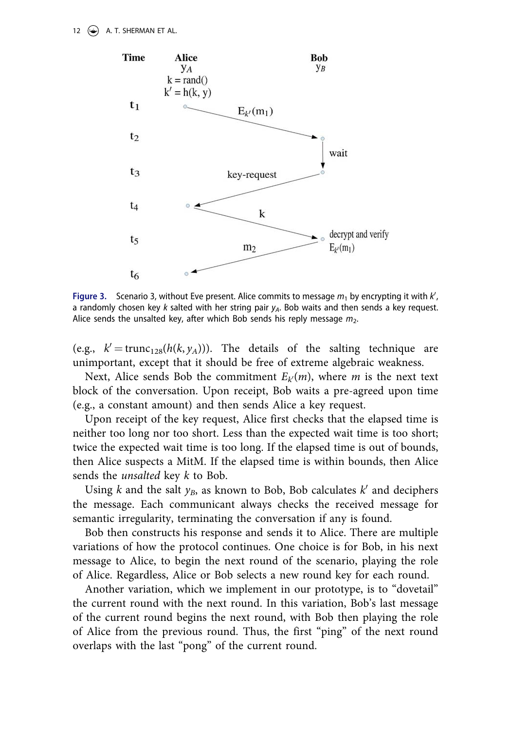**Figure 3.** Scenario 3, without Eve present. Alice commits to message $m_1$ by encrypting it with $k'$, a randomly chosen key $k$ salted with her string pair $y_A$. Bob waits and then sends a key request. Alice sends the unsalted key, after which Bob sends his reply message $m_2$.

(e.g., $k' = \text{trunc}_{128}(h(k, y_A))$). The details of the salting technique are unimportant, except that it should be free of extreme algebraic weakness.

Next, Alice sends Bob the commitment $E_{k'}(m)$, where $m$ is the next text block of the conversation. Upon receipt, Bob waits a pre-agreed upon time (e.g., a constant amount) and then sends Alice a key request.

Upon receipt of the key request, Alice first checks that the elapsed time is neither too long nor too short. Less than the expected wait time is too short; twice the expected wait time is too long. If the elapsed time is out of bounds, then Alice suspects a MitM. If the elapsed time is within bounds, then Alice sends the *unsalted* key $k$ to Bob.

Using $k$ and the salt $y_B$, as known to Bob, Bob calculates $k'$ and deciphers the message. Each communicant always checks the received message for semantic irregularity, terminating the conversation if any is found.

Bob then constructs his response and sends it to Alice. There are multiple variations of how the protocol continues. One choice is for Bob, in his next message to Alice, to begin the next round of the scenario, playing the role of Alice. Regardless, Alice or Bob selects a new round key for each round.

Another variation, which we implement in our prototype, is to "dovetail" the current round with the next round. In this variation, Bob's last message of the current round begins the next round, with Bob then playing the role of Alice from the previous round. Thus, the first "ping" of the next round overlaps with the last "pong" of the current round.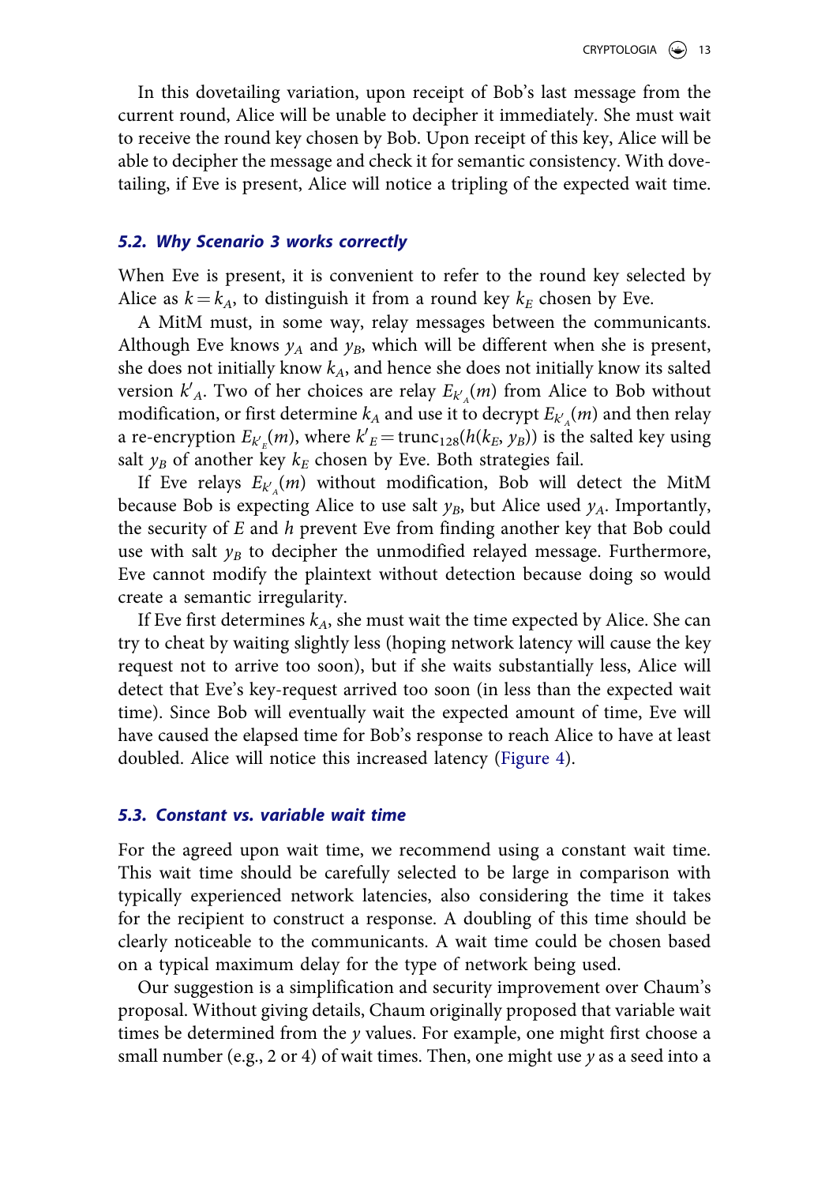In this dovetailing variation, upon receipt of Bob's last message from the current round, Alice will be unable to decipher it immediately. She must wait to receive the round key chosen by Bob. Upon receipt of this key, Alice will be able to decipher the message and check it for semantic consistency. With dovetailing, if Eve is present, Alice will notice a tripling of the expected wait time.

### *5.2. Why Scenario 3 works correctly*

When Eve is present, it is convenient to refer to the round key selected by Alice as $k = k_A$, to distinguish it from a round key $k_E$ chosen by Eve.

A MitM must, in some way, relay messages between the communicants. Although Eve knows $y_A$ and $y_B$, which will be different when she is present, she does not initially know $k_A$, and hence she does not initially know its salted version $k'_A$. Two of her choices are relay $E_{k'_A}(m)$ from Alice to Bob without modification, or first determine $k_A$ and use it to decrypt $E_{k'_A}(m)$ and then relay a re-encryption $E_{k'_E}(m)$, where $k'_E = \text{trunc}_{128}(h(k_E, y_B))$ is the salted key using salt $y_B$ of another key $k_E$ chosen by Eve. Both strategies fail.

If Eve relays $E_{k'_A}(m)$ without modification, Bob will detect the MitM because Bob is expecting Alice to use salt $y_B$, but Alice used $y_A$. Importantly, the security of $E$ and $h$ prevent Eve from finding another key that Bob could use with salt $y_B$ to decipher the unmodified relayed message. Furthermore, Eve cannot modify the plaintext without detection because doing so would create a semantic irregularity.

If Eve first determines $k_A$, she must wait the time expected by Alice. She can try to cheat by waiting slightly less (hoping network latency will cause the key request not to arrive too soon), but if she waits substantially less, Alice will detect that Eve's key-request arrived too soon (in less than the expected wait time). Since Bob will eventually wait the expected amount of time, Eve will have caused the elapsed time for Bob's response to reach Alice to have at least doubled. Alice will notice this increased latency (Figure 4).

### *5.3. Constant vs. variable wait time*

For the agreed upon wait time, we recommend using a constant wait time. This wait time should be carefully selected to be large in comparison with typically experienced network latencies, also considering the time it takes for the recipient to construct a response. A doubling of this time should be clearly noticeable to the communicants. A wait time could be chosen based on a typical maximum delay for the type of network being used.

Our suggestion is a simplification and security improvement over Chaum's proposal. Without giving details, Chaum originally proposed that variable wait times be determined from the $y$ values. For example, one might first choose a small number (e.g., 2 or 4) of wait times. Then, one might use $y$ as a seed into a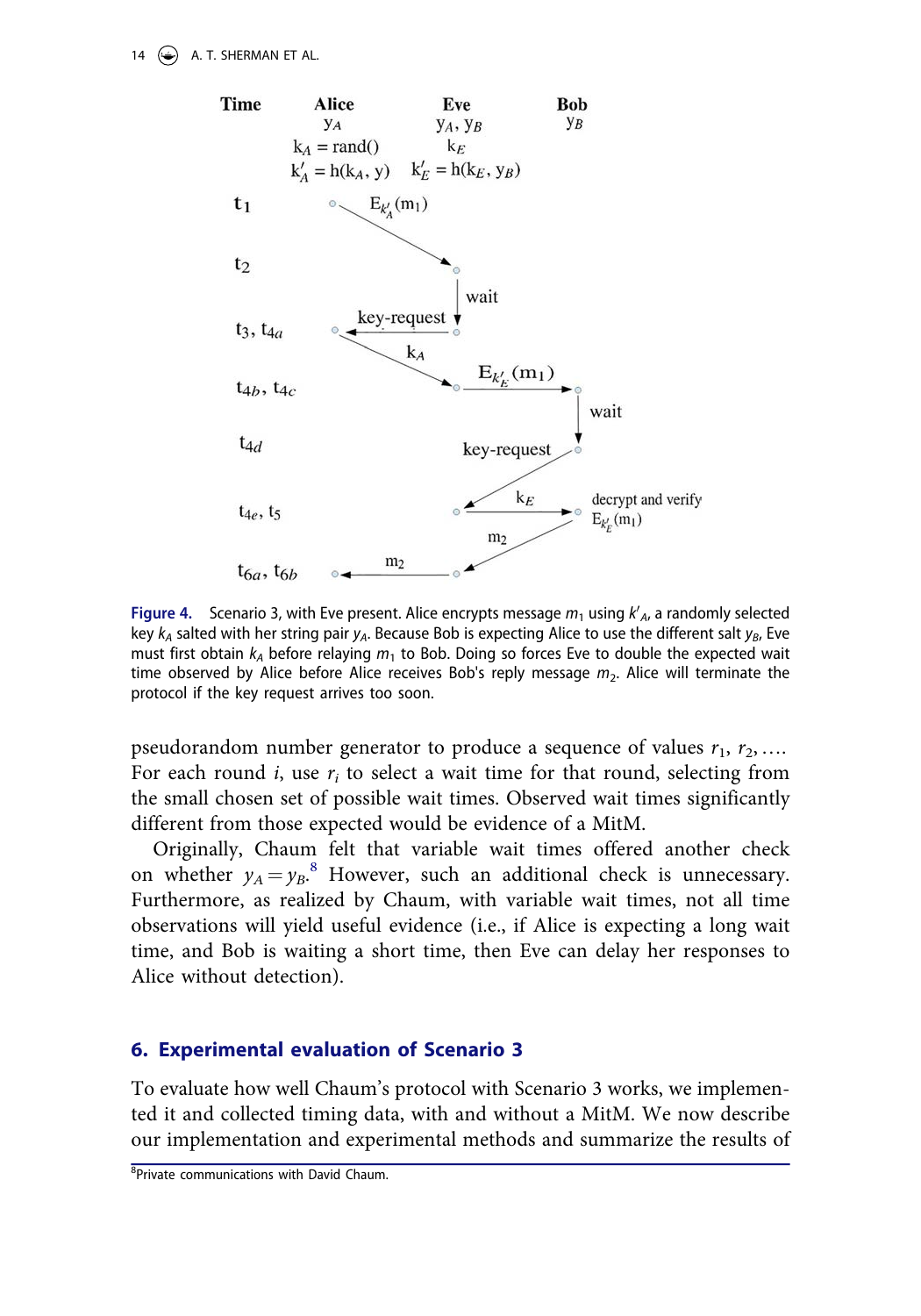**Figure 4.** Scenario 3, with Eve present. Alice encrypts message $m_1$ using $k'_A$, a randomly selected key $k_A$ salted with her string pair $y_A$. Because Bob is expecting Alice to use the different salt $y_B$, Eve must first obtain $k_A$ before relaying $m_1$ to Bob. Doing so forces Eve to double the expected wait time observed by Alice before Alice receives Bob's reply message $m_2$. Alice will terminate the protocol if the key request arrives too soon.

pseudorandom number generator to produce a sequence of values $r_1, r_2, \ldots$. For each round $i$, use $r_i$ to select a wait time for that round, selecting from the small chosen set of possible wait times. Observed wait times significantly different from those expected would be evidence of a MitM.

Originally, Chaum felt that variable wait times offered another check on whether $y_A = y_B$.[8] However, such an additional check is unnecessary. Furthermore, as realized by Chaum, with variable wait times, not all time observations will yield useful evidence (i.e., if Alice is expecting a long wait time, and Bob is waiting a short time, then Eve can delay her responses to Alice without detection).

## 6. Experimental evaluation of Scenario 3

To evaluate how well Chaum's protocol with Scenario 3 works, we implemented it and collected timing data, with and without a MitM. We now describe our implementation and experimental methods and summarize the results of

[8] Private communications with David Chaum.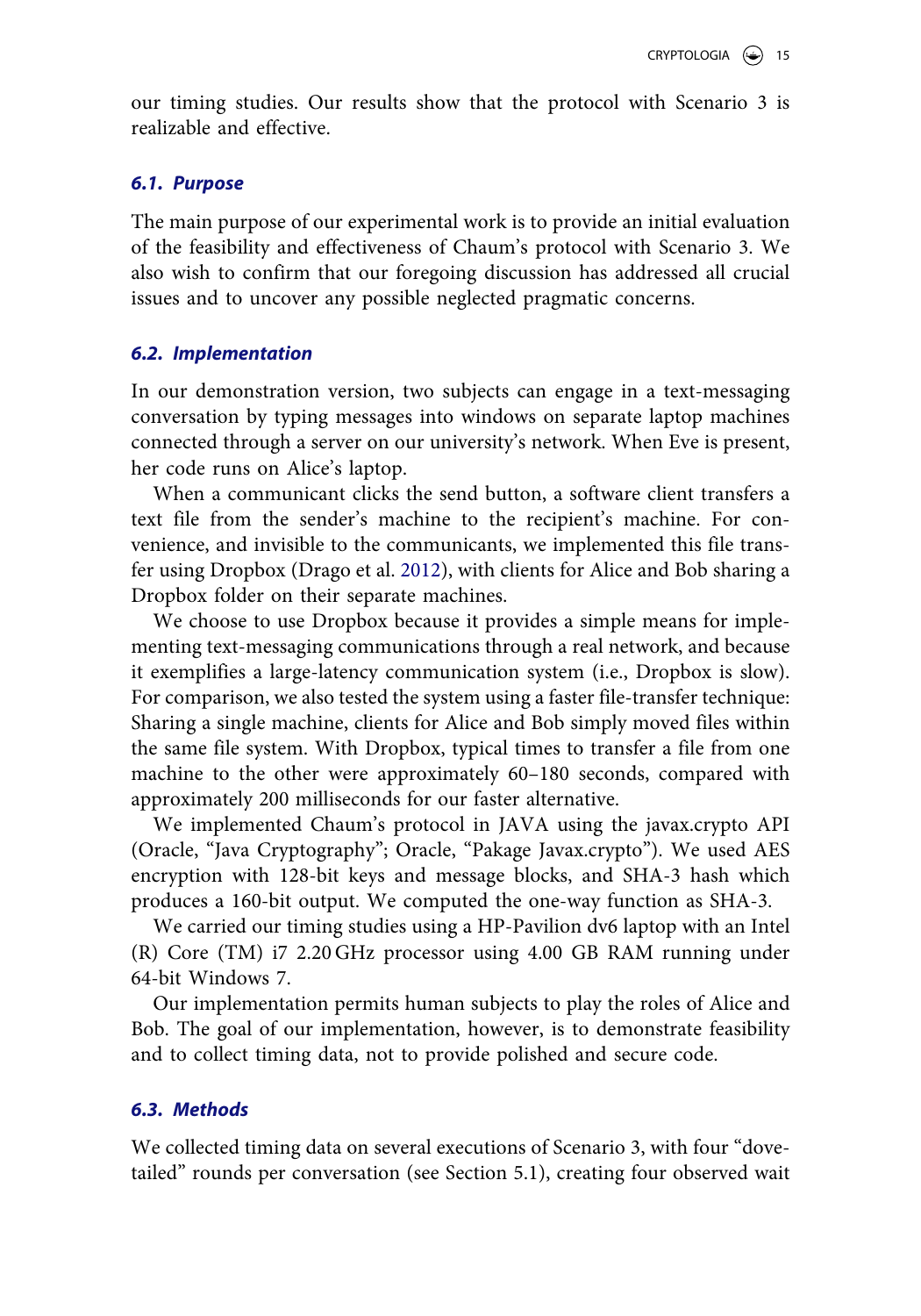our timing studies. Our results show that the protocol with Scenario 3 is realizable and effective.

### *6.1. Purpose*

The main purpose of our experimental work is to provide an initial evaluation of the feasibility and effectiveness of Chaum's protocol with Scenario 3. We also wish to confirm that our foregoing discussion has addressed all crucial issues and to uncover any possible neglected pragmatic concerns.

### *6.2. Implementation*

In our demonstration version, two subjects can engage in a text-messaging conversation by typing messages into windows on separate laptop machines connected through a server on our university's network. When Eve is present, her code runs on Alice's laptop.

When a communicant clicks the send button, a software client transfers a text file from the sender's machine to the recipient's machine. For convenience, and invisible to the communicants, we implemented this file transfer using Dropbox (Drago et al. 2012), with clients for Alice and Bob sharing a Dropbox folder on their separate machines.

We choose to use Dropbox because it provides a simple means for implementing text-messaging communications through a real network, and because it exemplifies a large-latency communication system (i.e., Dropbox is slow). For comparison, we also tested the system using a faster file-transfer technique: Sharing a single machine, clients for Alice and Bob simply moved files within the same file system. With Dropbox, typical times to transfer a file from one machine to the other were approximately 60–180 seconds, compared with approximately 200 milliseconds for our faster alternative.

We implemented Chaum's protocol in JAVA using the javax.crypto API (Oracle, "Java Cryptography"; Oracle, "Pakage Javax.crypto"). We used AES encryption with 128-bit keys and message blocks, and SHA-3 hash which produces a 160-bit output. We computed the one-way function as SHA-3.

We carried our timing studies using a HP-Pavilion dv6 laptop with an Intel (R) Core (TM) i7 2.20 GHz processor using 4.00 GB RAM running under 64-bit Windows 7.

Our implementation permits human subjects to play the roles of Alice and Bob. The goal of our implementation, however, is to demonstrate feasibility and to collect timing data, not to provide polished and secure code.

### *6.3. Methods*

We collected timing data on several executions of Scenario 3, with four "dovetailed" rounds per conversation (see Section 5.1), creating four observed wait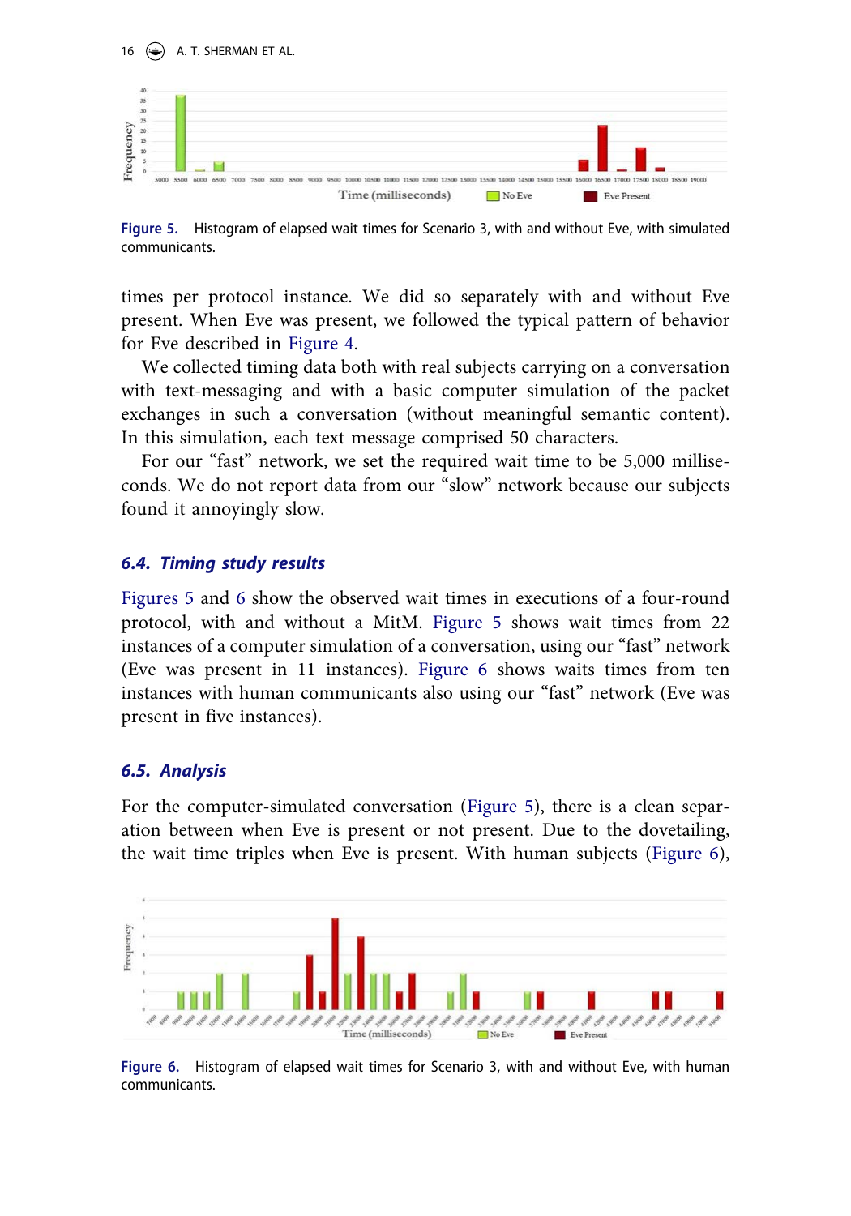Figure 5. Histogram of elapsed wait times for Scenario 3, with and without Eve, with simulated communicants.

times per protocol instance. We did so separately with and without Eve present. When Eve was present, we followed the typical pattern of behavior for Eve described in Figure 4.

We collected timing data both with real subjects carrying on a conversation with text-messaging and with a basic computer simulation of the packet exchanges in such a conversation (without meaningful semantic content). In this simulation, each text message comprised 50 characters.

For our "fast" network, we set the required wait time to be 5,000 milliseconds. We do not report data from our "slow" network because our subjects found it annoyingly slow.

### 6.4. Timing study results

Figures 5 and 6 show the observed wait times in executions of a four-round protocol, with and without a MitM. Figure 5 shows wait times from 22 instances of a computer simulation of a conversation, using our "fast" network (Eve was present in 11 instances). Figure 6 shows waits times from ten instances with human communicants also using our "fast" network (Eve was present in five instances).

### 6.5. Analysis

For the computer-simulated conversation (Figure 5), there is a clean separation between when Eve is present or not present. Due to the dovetailing, the wait time triples when Eve is present. With human subjects (Figure 6),

Figure 6. Histogram of elapsed wait times for Scenario 3, with and without Eve, with human communicants.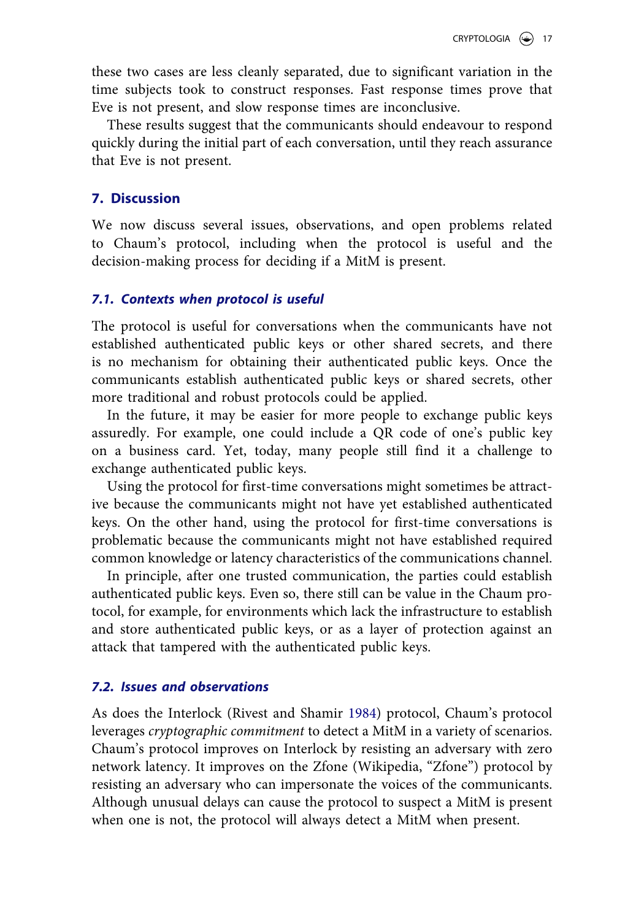these two cases are less cleanly separated, due to significant variation in the time subjects took to construct responses. Fast response times prove that Eve is not present, and slow response times are inconclusive.

These results suggest that the communicants should endeavour to respond quickly during the initial part of each conversation, until they reach assurance that Eve is not present.

## 7. Discussion

We now discuss several issues, observations, and open problems related to Chaum's protocol, including when the protocol is useful and the decision-making process for deciding if a MitM is present.

### 7.1. Contexts when protocol is useful

The protocol is useful for conversations when the communicants have not established authenticated public keys or other shared secrets, and there is no mechanism for obtaining their authenticated public keys. Once the communicants establish authenticated public keys or shared secrets, other more traditional and robust protocols could be applied.

In the future, it may be easier for more people to exchange public keys assuredly. For example, one could include a QR code of one's public key on a business card. Yet, today, many people still find it a challenge to exchange authenticated public keys.

Using the protocol for first-time conversations might sometimes be attractive because the communicants might not have yet established authenticated keys. On the other hand, using the protocol for first-time conversations is problematic because the communicants might not have established required common knowledge or latency characteristics of the communications channel.

In principle, after one trusted communication, the parties could establish authenticated public keys. Even so, there still can be value in the Chaum protocol, for example, for environments which lack the infrastructure to establish and store authenticated public keys, or as a layer of protection against an attack that tampered with the authenticated public keys.

### 7.2. Issues and observations

As does the Interlock (Rivest and Shamir 1984) protocol, Chaum's protocol leverages *cryptographic commitment* to detect a MitM in a variety of scenarios. Chaum's protocol improves on Interlock by resisting an adversary with zero network latency. It improves on the Zfone (Wikipedia, "Zfone") protocol by resisting an adversary who can impersonate the voices of the communicants. Although unusual delays can cause the protocol to suspect a MitM is present when one is not, the protocol will always detect a MitM when present.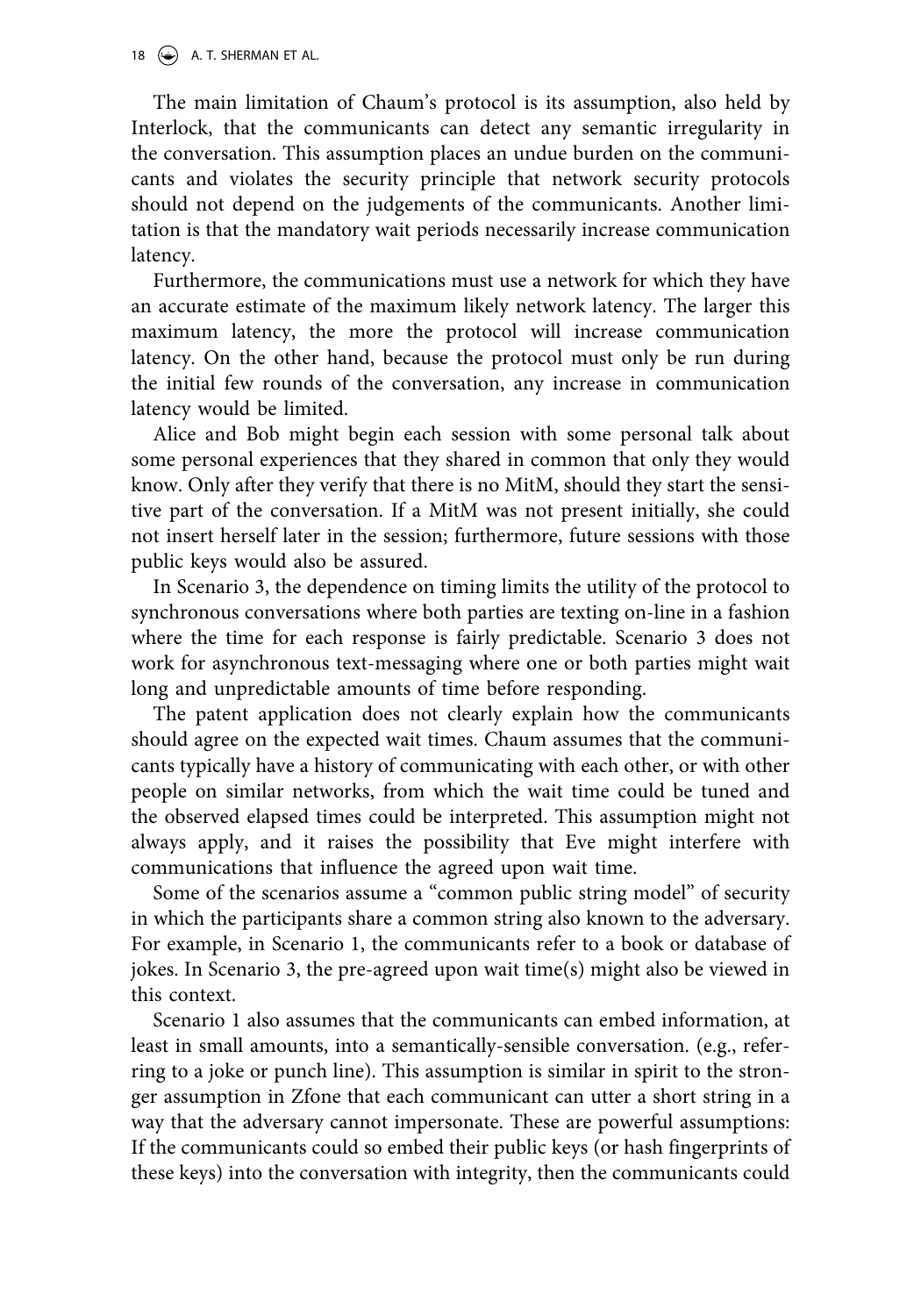The main limitation of Chaum's protocol is its assumption, also held by Interlock, that the communicants can detect any semantic irregularity in the conversation. This assumption places an undue burden on the communicants and violates the security principle that network security protocols should not depend on the judgements of the communicants. Another limitation is that the mandatory wait periods necessarily increase communication latency.

Furthermore, the communications must use a network for which they have an accurate estimate of the maximum likely network latency. The larger this maximum latency, the more the protocol will increase communication latency. On the other hand, because the protocol must only be run during the initial few rounds of the conversation, any increase in communication latency would be limited.

Alice and Bob might begin each session with some personal talk about some personal experiences that they shared in common that only they would know. Only after they verify that there is no MitM, should they start the sensitive part of the conversation. If a MitM was not present initially, she could not insert herself later in the session; furthermore, future sessions with those public keys would also be assured.

In Scenario 3, the dependence on timing limits the utility of the protocol to synchronous conversations where both parties are texting on-line in a fashion where the time for each response is fairly predictable. Scenario 3 does not work for asynchronous text-messaging where one or both parties might wait long and unpredictable amounts of time before responding.

The patent application does not clearly explain how the communicants should agree on the expected wait times. Chaum assumes that the communicants typically have a history of communicating with each other, or with other people on similar networks, from which the wait time could be tuned and the observed elapsed times could be interpreted. This assumption might not always apply, and it raises the possibility that Eve might interfere with communications that influence the agreed upon wait time.

Some of the scenarios assume a "common public string model" of security in which the participants share a common string also known to the adversary. For example, in Scenario 1, the communicants refer to a book or database of jokes. In Scenario 3, the pre-agreed upon wait time(s) might also be viewed in this context.

Scenario 1 also assumes that the communicants can embed information, at least in small amounts, into a semantically-sensible conversation. (e.g., referring to a joke or punch line). This assumption is similar in spirit to the stronger assumption in Zfone that each communicant can utter a short string in a way that the adversary cannot impersonate. These are powerful assumptions: If the communicants could so embed their public keys (or hash fingerprints of these keys) into the conversation with integrity, then the communicants could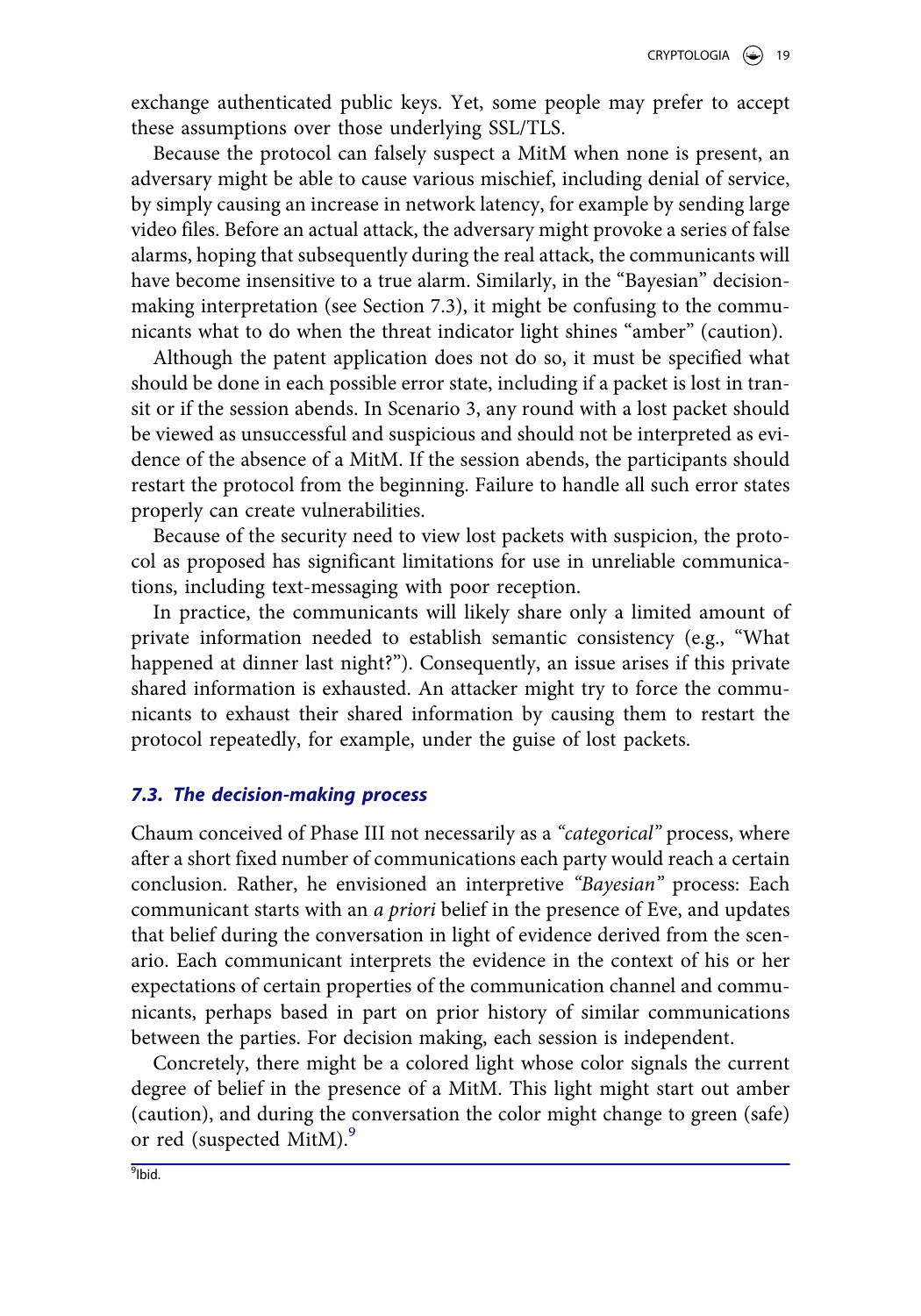exchange authenticated public keys. Yet, some people may prefer to accept these assumptions over those underlying SSL/TLS.

Because the protocol can falsely suspect a MitM when none is present, an adversary might be able to cause various mischief, including denial of service, by simply causing an increase in network latency, for example by sending large video files. Before an actual attack, the adversary might provoke a series of false alarms, hoping that subsequently during the real attack, the communicants will have become insensitive to a true alarm. Similarly, in the "Bayesian" decision-making interpretation (see Section 7.3), it might be confusing to the communicants what to do when the threat indicator light shines "amber" (caution).

Although the patent application does not do so, it must be specified what should be done in each possible error state, including if a packet is lost in transit or if the session abends. In Scenario 3, any round with a lost packet should be viewed as unsuccessful and suspicious and should not be interpreted as evidence of the absence of a MitM. If the session abends, the participants should restart the protocol from the beginning. Failure to handle all such error states properly can create vulnerabilities.

Because of the security need to view lost packets with suspicion, the protocol as proposed has significant limitations for use in unreliable communications, including text-messaging with poor reception.

In practice, the communicants will likely share only a limited amount of private information needed to establish semantic consistency (e.g., "What happened at dinner last night?"). Consequently, an issue arises if this private shared information is exhausted. An attacker might try to force the communicants to exhaust their shared information by causing them to restart the protocol repeatedly, for example, under the guise of lost packets.

### *7.3. The decision-making process*

Chaum conceived of Phase III not necessarily as a *"categorical"* process, where after a short fixed number of communications each party would reach a certain conclusion. Rather, he envisioned an interpretive *"Bayesian"* process: Each communicant starts with an *a priori* belief in the presence of Eve, and updates that belief during the conversation in light of evidence derived from the scenario. Each communicant interprets the evidence in the context of his or her expectations of certain properties of the communication channel and communicants, perhaps based in part on prior history of similar communications between the parties. For decision making, each session is independent.

Concretely, there might be a colored light whose color signals the current degree of belief in the presence of a MitM. This light might start out amber (caution), and during the conversation the color might change to green (safe) or red (suspected MitM).[9]

[9]Ibid.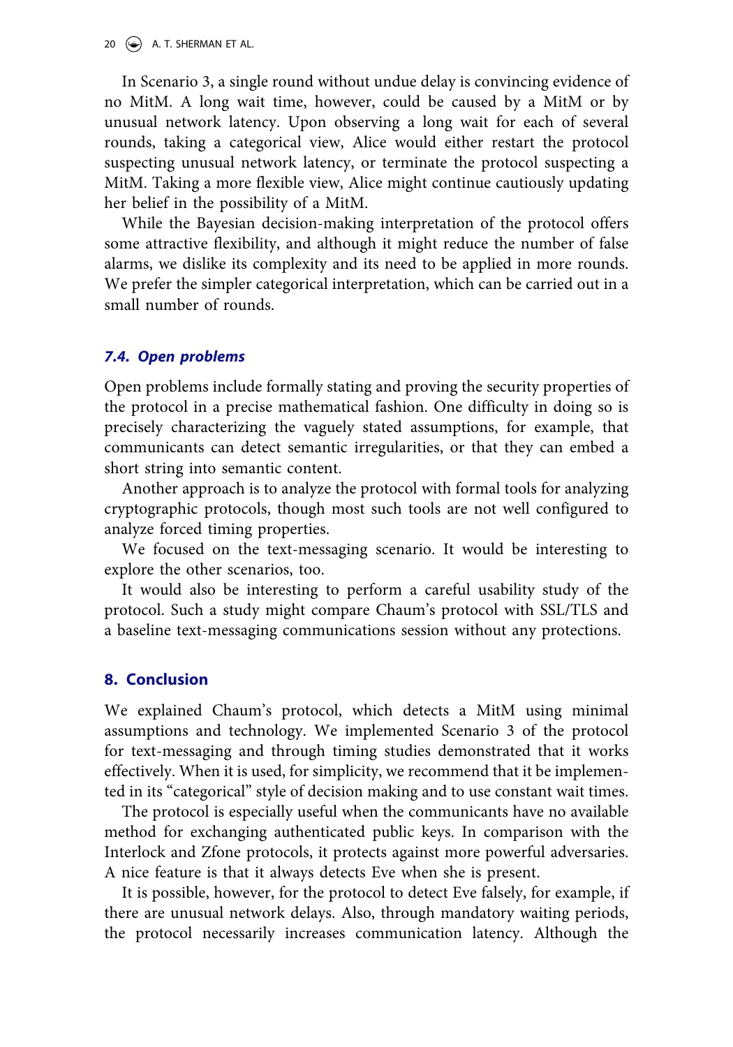In Scenario 3, a single round without undue delay is convincing evidence of no MitM. A long wait time, however, could be caused by a MitM or by unusual network latency. Upon observing a long wait for each of several rounds, taking a categorical view, Alice would either restart the protocol suspecting unusual network latency, or terminate the protocol suspecting a MitM. Taking a more flexible view, Alice might continue cautiously updating her belief in the possibility of a MitM.

While the Bayesian decision-making interpretation of the protocol offers some attractive flexibility, and although it might reduce the number of false alarms, we dislike its complexity and its need to be applied in more rounds. We prefer the simpler categorical interpretation, which can be carried out in a small number of rounds.

### *7.4. Open problems*

Open problems include formally stating and proving the security properties of the protocol in a precise mathematical fashion. One difficulty in doing so is precisely characterizing the vaguely stated assumptions, for example, that communicants can detect semantic irregularities, or that they can embed a short string into semantic content.

Another approach is to analyze the protocol with formal tools for analyzing cryptographic protocols, though most such tools are not well configured to analyze forced timing properties.

We focused on the text-messaging scenario. It would be interesting to explore the other scenarios, too.

It would also be interesting to perform a careful usability study of the protocol. Such a study might compare Chaum's protocol with SSL/TLS and a baseline text-messaging communications session without any protections.

## 8. Conclusion

We explained Chaum's protocol, which detects a MitM using minimal assumptions and technology. We implemented Scenario 3 of the protocol for text-messaging and through timing studies demonstrated that it works effectively. When it is used, for simplicity, we recommend that it be implemented in its "categorical" style of decision making and to use constant wait times.

The protocol is especially useful when the communicants have no available method for exchanging authenticated public keys. In comparison with the Interlock and Zfone protocols, it protects against more powerful adversaries. A nice feature is that it always detects Eve when she is present.

It is possible, however, for the protocol to detect Eve falsely, for example, if there are unusual network delays. Also, through mandatory waiting periods, the protocol necessarily increases communication latency. Although the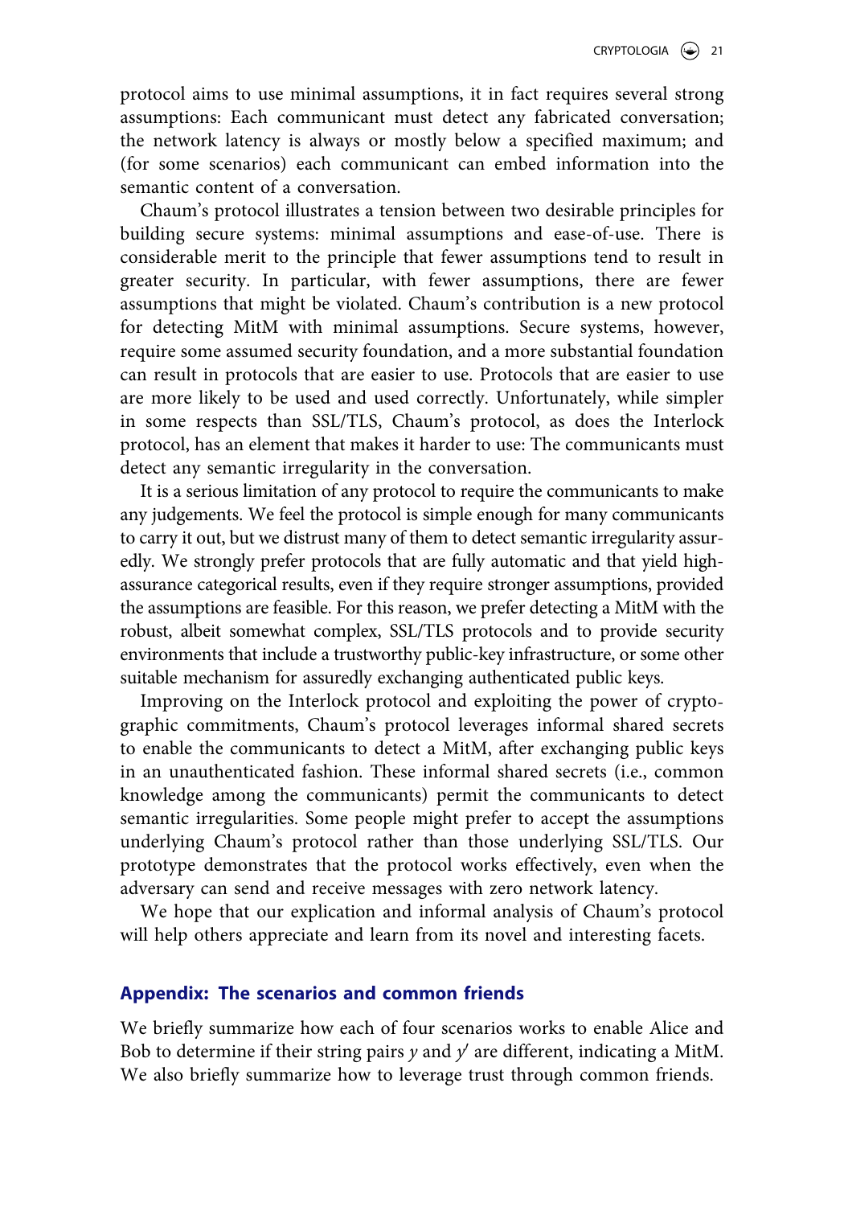protocol aims to use minimal assumptions, it in fact requires several strong assumptions: Each communicant must detect any fabricated conversation; the network latency is always or mostly below a specified maximum; and (for some scenarios) each communicant can embed information into the semantic content of a conversation.

Chaum's protocol illustrates a tension between two desirable principles for building secure systems: minimal assumptions and ease-of-use. There is considerable merit to the principle that fewer assumptions tend to result in greater security. In particular, with fewer assumptions, there are fewer assumptions that might be violated. Chaum's contribution is a new protocol for detecting MitM with minimal assumptions. Secure systems, however, require some assumed security foundation, and a more substantial foundation can result in protocols that are easier to use. Protocols that are easier to use are more likely to be used and used correctly. Unfortunately, while simpler in some respects than SSL/TLS, Chaum's protocol, as does the Interlock protocol, has an element that makes it harder to use: The communicants must detect any semantic irregularity in the conversation.

It is a serious limitation of any protocol to require the communicants to make any judgements. We feel the protocol is simple enough for many communicants to carry it out, but we distrust many of them to detect semantic irregularity assuredly. We strongly prefer protocols that are fully automatic and that yield high-assurance categorical results, even if they require stronger assumptions, provided the assumptions are feasible. For this reason, we prefer detecting a MitM with the robust, albeit somewhat complex, SSL/TLS protocols and to provide security environments that include a trustworthy public-key infrastructure, or some other suitable mechanism for assuredly exchanging authenticated public keys.

Improving on the Interlock protocol and exploiting the power of cryptographic commitments, Chaum's protocol leverages informal shared secrets to enable the communicants to detect a MitM, after exchanging public keys in an unauthenticated fashion. These informal shared secrets (i.e., common knowledge among the communicants) permit the communicants to detect semantic irregularities. Some people might prefer to accept the assumptions underlying Chaum's protocol rather than those underlying SSL/TLS. Our prototype demonstrates that the protocol works effectively, even when the adversary can send and receive messages with zero network latency.

We hope that our explication and informal analysis of Chaum's protocol will help others appreciate and learn from its novel and interesting facets.

## Appendix: The scenarios and common friends

We briefly summarize how each of four scenarios works to enable Alice and Bob to determine if their string pairs $y$ and $y'$ are different, indicating a MitM. We also briefly summarize how to leverage trust through common friends.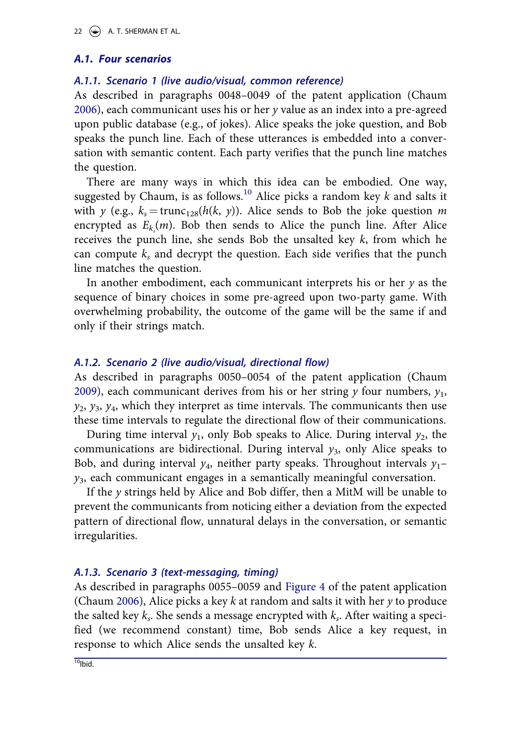### A.1. Four scenarios

#### A.1.1. Scenario 1 (live audio/visual, common reference)

As described in paragraphs 0048–0049 of the patent application (Chaum 2006), each communicant uses his or her $y$ value as an index into a pre-agreed upon public database (e.g., of jokes). Alice speaks the joke question, and Bob speaks the punch line. Each of these utterances is embedded into a conversation with semantic content. Each party verifies that the punch line matches the question.

There are many ways in which this idea can be embodied. One way, suggested by Chaum, is as follows.[10] Alice picks a random key $k$ and salts it with $y$ (e.g., $k_s = \text{trunc}_{128}(h(k, y))$. Alice sends to Bob the joke question $m$ encrypted as $E_{k_s}(m)$. Bob then sends to Alice the punch line. After Alice receives the punch line, she sends Bob the unsalted key $k$, from which he can compute $k_s$ and decrypt the question. Each side verifies that the punch line matches the question.

In another embodiment, each communicant interprets his or her $y$ as the sequence of binary choices in some pre-agreed upon two-party game. With overwhelming probability, the outcome of the game will be the same if and only if their strings match.

#### A.1.2. Scenario 2 (live audio/visual, directional flow)

As described in paragraphs 0050–0054 of the patent application (Chaum 2009), each communicant derives from his or her string $y$ four numbers, $y_1$, $y_2$, $y_3$, $y_4$, which they interpret as time intervals. The communicants then use these time intervals to regulate the directional flow of their communications.

During time interval $y_1$, only Bob speaks to Alice. During interval $y_2$, the communications are bidirectional. During interval $y_3$, only Alice speaks to Bob, and during interval $y_4$, neither party speaks. Throughout intervals $y_1$–$y_3$, each communicant engages in a semantically meaningful conversation.

If the $y$ strings held by Alice and Bob differ, then a MitM will be unable to prevent the communicants from noticing either a deviation from the expected pattern of directional flow, unnatural delays in the conversation, or semantic irregularities.

#### A.1.3. Scenario 3 (text-messaging, timing)

As described in paragraphs 0055–0059 and Figure 4 of the patent application (Chaum 2006), Alice picks a key $k$ at random and salts it with her $y$ to produce the salted key $k_s$. She sends a message encrypted with $k_s$. After waiting a specified (we recommend constant) time, Bob sends Alice a key request, in response to which Alice sends the unsalted key $k$.

---

[10] Ibid.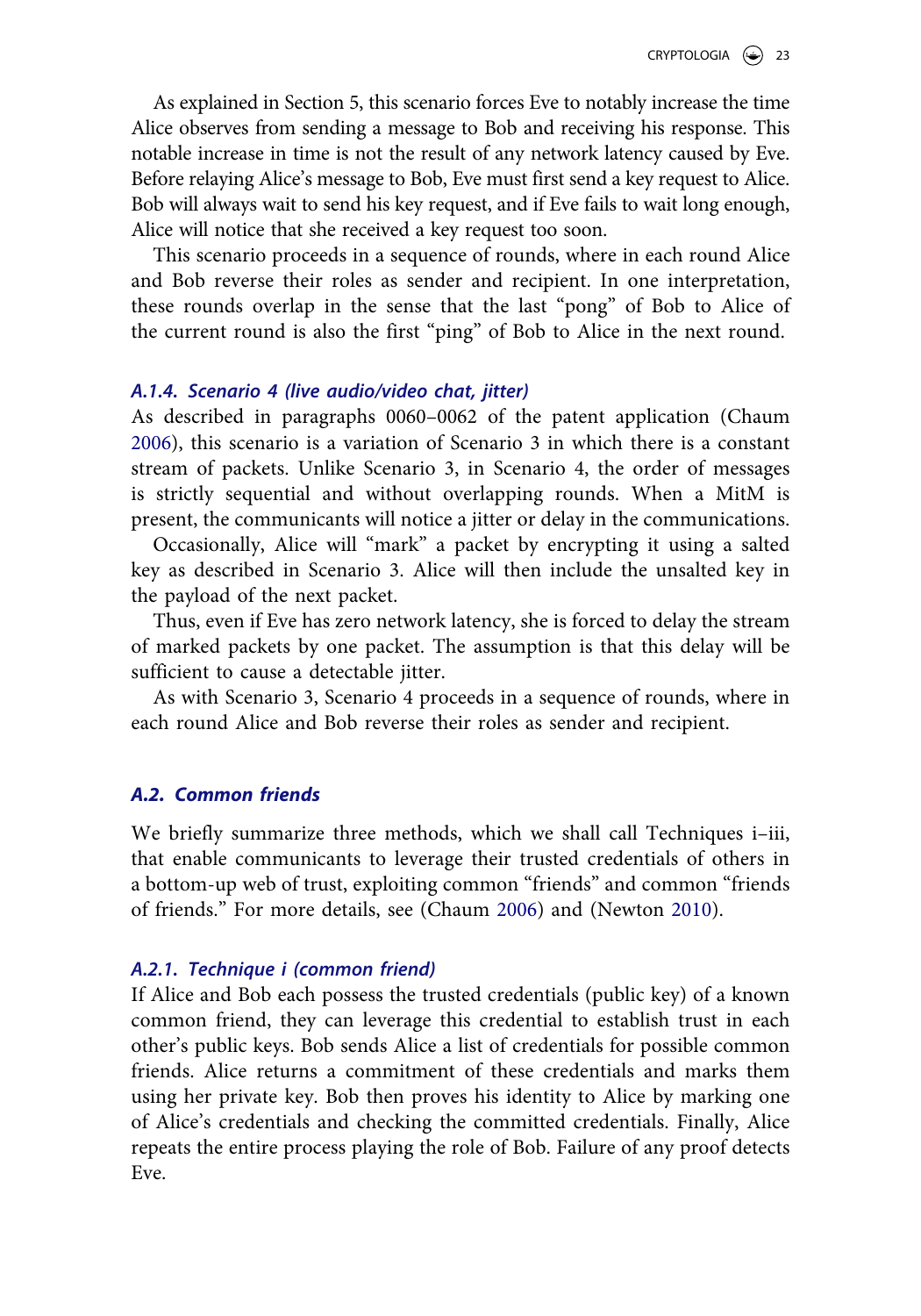As explained in Section 5, this scenario forces Eve to notably increase the time Alice observes from sending a message to Bob and receiving his response. This notable increase in time is not the result of any network latency caused by Eve. Before relaying Alice's message to Bob, Eve must first send a key request to Alice. Bob will always wait to send his key request, and if Eve fails to wait long enough, Alice will notice that she received a key request too soon.

This scenario proceeds in a sequence of rounds, where in each round Alice and Bob reverse their roles as sender and recipient. In one interpretation, these rounds overlap in the sense that the last "pong" of Bob to Alice of the current round is also the first "ping" of Bob to Alice in the next round.

#### *A.1.4. Scenario 4 (live audio/video chat, jitter)*

As described in paragraphs 0060–0062 of the patent application (Chaum 2006), this scenario is a variation of Scenario 3 in which there is a constant stream of packets. Unlike Scenario 3, in Scenario 4, the order of messages is strictly sequential and without overlapping rounds. When a MitM is present, the communicants will notice a jitter or delay in the communications.

Occasionally, Alice will "mark" a packet by encrypting it using a salted key as described in Scenario 3. Alice will then include the unsalted key in the payload of the next packet.

Thus, even if Eve has zero network latency, she is forced to delay the stream of marked packets by one packet. The assumption is that this delay will be sufficient to cause a detectable jitter.

As with Scenario 3, Scenario 4 proceeds in a sequence of rounds, where in each round Alice and Bob reverse their roles as sender and recipient.

### *A.2. Common friends*

We briefly summarize three methods, which we shall call Techniques i–iii, that enable communicants to leverage their trusted credentials of others in a bottom-up web of trust, exploiting common "friends" and common "friends of friends." For more details, see (Chaum 2006) and (Newton 2010).

#### *A.2.1. Technique i (common friend)*

If Alice and Bob each possess the trusted credentials (public key) of a known common friend, they can leverage this credential to establish trust in each other's public keys. Bob sends Alice a list of credentials for possible common friends. Alice returns a commitment of these credentials and marks them using her private key. Bob then proves his identity to Alice by marking one of Alice's credentials and checking the committed credentials. Finally, Alice repeats the entire process playing the role of Bob. Failure of any proof detects Eve.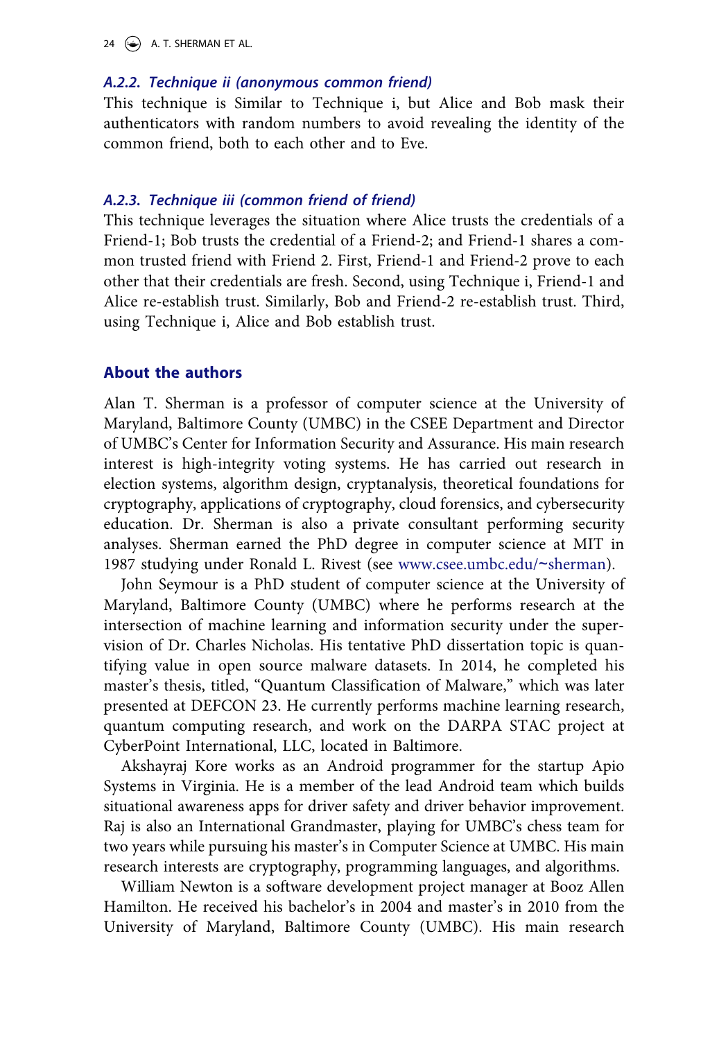#### *A.2.2. Technique ii (anonymous common friend)*

This technique is Similar to Technique i, but Alice and Bob mask their authenticators with random numbers to avoid revealing the identity of the common friend, both to each other and to Eve.

#### *A.2.3. Technique iii (common friend of friend)*

This technique leverages the situation where Alice trusts the credentials of a Friend-1; Bob trusts the credential of a Friend-2; and Friend-1 shares a common trusted friend with Friend 2. First, Friend-1 and Friend-2 prove to each other that their credentials are fresh. Second, using Technique i, Friend-1 and Alice re-establish trust. Similarly, Bob and Friend-2 re-establish trust. Third, using Technique i, Alice and Bob establish trust.

## About the authors

Alan T. Sherman is a professor of computer science at the University of Maryland, Baltimore County (UMBC) in the CSEE Department and Director of UMBC's Center for Information Security and Assurance. His main research interest is high-integrity voting systems. He has carried out research in election systems, algorithm design, cryptanalysis, theoretical foundations for cryptography, applications of cryptography, cloud forensics, and cybersecurity education. Dr. Sherman is also a private consultant performing security analyses. Sherman earned the PhD degree in computer science at MIT in 1987 studying under Ronald L. Rivest (see www.csee.umbc.edu/~sherman).

John Seymour is a PhD student of computer science at the University of Maryland, Baltimore County (UMBC) where he performs research at the intersection of machine learning and information security under the supervision of Dr. Charles Nicholas. His tentative PhD dissertation topic is quantifying value in open source malware datasets. In 2014, he completed his master's thesis, titled, "Quantum Classification of Malware," which was later presented at DEFCON 23. He currently performs machine learning research, quantum computing research, and work on the DARPA STAC project at CyberPoint International, LLC, located in Baltimore.

Akshayraj Kore works as an Android programmer for the startup Apio Systems in Virginia. He is a member of the lead Android team which builds situational awareness apps for driver safety and driver behavior improvement. Raj is also an International Grandmaster, playing for UMBC's chess team for two years while pursuing his master's in Computer Science at UMBC. His main research interests are cryptography, programming languages, and algorithms.

William Newton is a software development project manager at Booz Allen Hamilton. He received his bachelor's in 2004 and master's in 2010 from the University of Maryland, Baltimore County (UMBC). His main research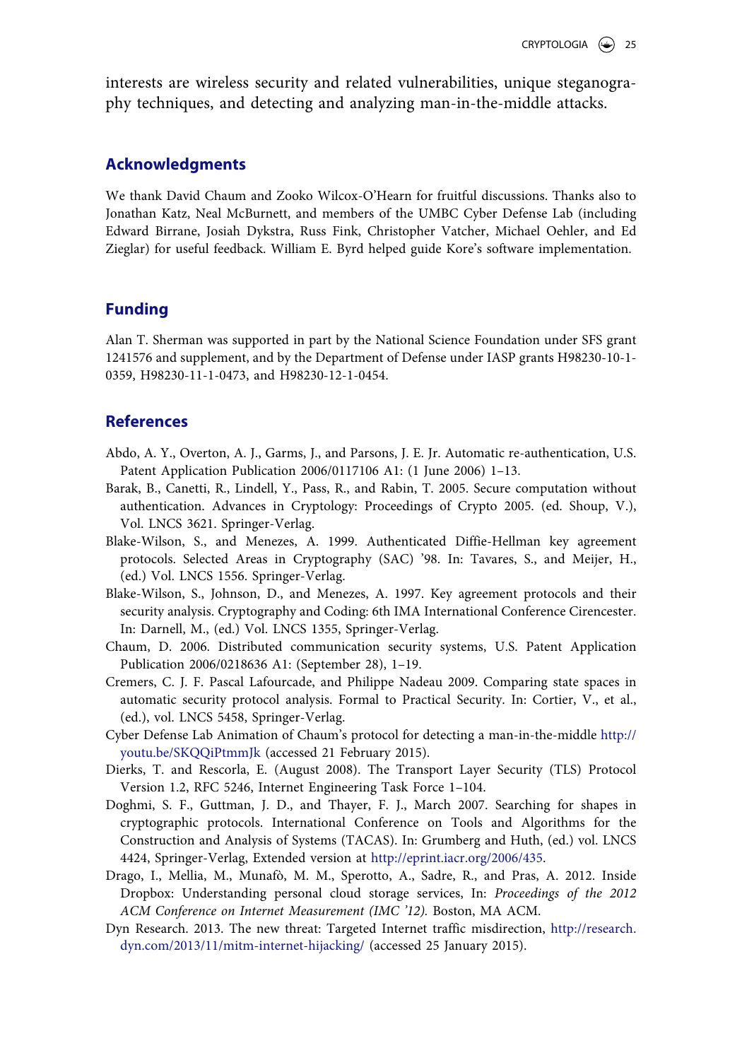interests are wireless security and related vulnerabilities, unique steganography techniques, and detecting and analyzing man-in-the-middle attacks.

## Acknowledgments

We thank David Chaum and Zooko Wilcox-O'Hearn for fruitful discussions. Thanks also to Jonathan Katz, Neal McBurnett, and members of the UMBC Cyber Defense Lab (including Edward Birrane, Josiah Dykstra, Russ Fink, Christopher Vatcher, Michael Oehler, and Ed Zieglar) for useful feedback. William E. Byrd helped guide Kore's software implementation.

## Funding

Alan T. Sherman was supported in part by the National Science Foundation under SFS grant 1241576 and supplement, and by the Department of Defense under IASP grants H98230-10-1-0359, H98230-11-1-0473, and H98230-12-1-0454.

## References

Abdo, A. Y., Overton, A. J., Garms, J., and Parsons, J. E. Jr. Automatic re-authentication, U.S. Patent Application Publication 2006/0117106 A1: (1 June 2006) 1–13.

Barak, B., Canetti, R., Lindell, Y., Pass, R., and Rabin, T. 2005. Secure computation without authentication. Advances in Cryptology: Proceedings of Crypto 2005. (ed. Shoup, V.), Vol. LNCS 3621. Springer-Verlag.

Blake-Wilson, S., and Menezes, A. 1999. Authenticated Diffie-Hellman key agreement protocols. Selected Areas in Cryptography (SAC) '98. In: Tavares, S., and Meijer, H., (ed.) Vol. LNCS 1556. Springer-Verlag.

Blake-Wilson, S., Johnson, D., and Menezes, A. 1997. Key agreement protocols and their security analysis. Cryptography and Coding: 6th IMA International Conference Cirencester. In: Darnell, M., (ed.) Vol. LNCS 1355, Springer-Verlag.

Chaum, D. 2006. Distributed communication security systems, U.S. Patent Application Publication 2006/0218636 A1: (September 28), 1–19.

Cremers, C. J. F. Pascal Lafourcade, and Philippe Nadeau 2009. Comparing state spaces in automatic security protocol analysis. Formal to Practical Security. In: Cortier, V., et al., (ed.), vol. LNCS 5458, Springer-Verlag.

Cyber Defense Lab Animation of Chaum's protocol for detecting a man-in-the-middle http://youtu.be/SKQQiPtmmJk (accessed 21 February 2015).

Dierks, T. and Rescorla, E. (August 2008). The Transport Layer Security (TLS) Protocol Version 1.2, RFC 5246, Internet Engineering Task Force 1–104.

Doghmi, S. F., Guttman, J. D., and Thayer, F. J., March 2007. Searching for shapes in cryptographic protocols. International Conference on Tools and Algorithms for the Construction and Analysis of Systems (TACAS). In: Grumberg and Huth, (ed.) vol. LNCS 4424, Springer-Verlag, Extended version at http://eprint.iacr.org/2006/435.

Drago, I., Mellia, M., Munafò, M. M., Sperotto, A., Sadre, R., and Pras, A. 2012. Inside Dropbox: Understanding personal cloud storage services, In: *Proceedings of the 2012 ACM Conference on Internet Measurement (IMC '12).* Boston, MA ACM.

Dyn Research. 2013. The new threat: Targeted Internet traffic misdirection, http://research.dyn.com/2013/11/mitm-internet-hijacking/ (accessed 25 January 2015).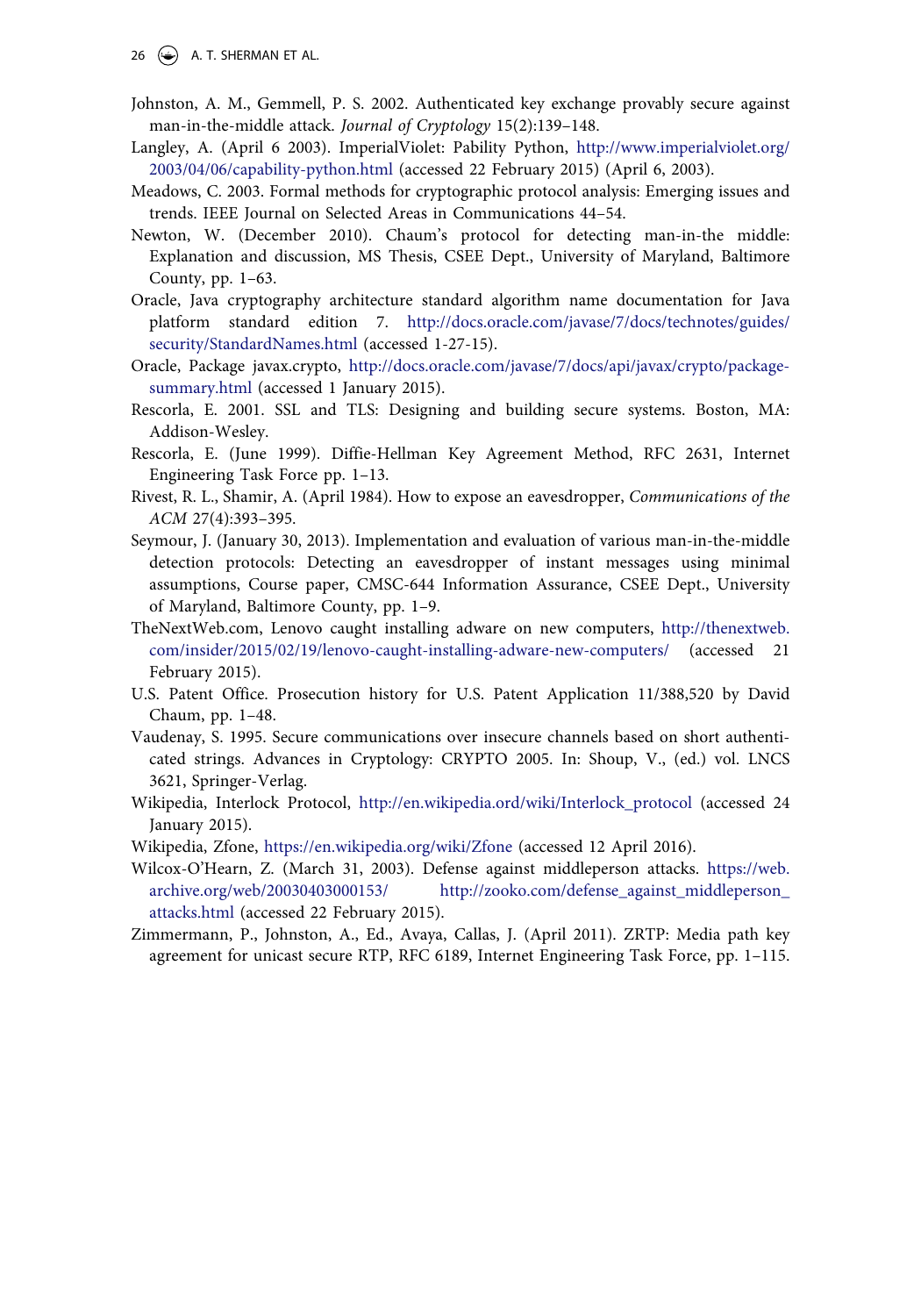Johnston, A. M., Gemmell, P. S. 2002. Authenticated key exchange provably secure against man-in-the-middle attack. *Journal of Cryptology* 15(2):139–148.

Langley, A. (April 6 2003). ImperialViolet: Pability Python, http://www.imperialviolet.org/2003/04/06/capability-python.html (accessed 22 February 2015) (April 6, 2003).

Meadows, C. 2003. Formal methods for cryptographic protocol analysis: Emerging issues and trends. IEEE Journal on Selected Areas in Communications 44–54.

Newton, W. (December 2010). Chaum's protocol for detecting man-in-the middle: Explanation and discussion, MS Thesis, CSEE Dept., University of Maryland, Baltimore County, pp. 1–63.

Oracle, Java cryptography architecture standard algorithm name documentation for Java platform standard edition 7. http://docs.oracle.com/javase/7/docs/technotes/guides/security/StandardNames.html (accessed 1-27-15).

Oracle, Package javax.crypto, http://docs.oracle.com/javase/7/docs/api/javax/crypto/package-summary.html (accessed 1 January 2015).

Rescorla, E. 2001. SSL and TLS: Designing and building secure systems. Boston, MA: Addison-Wesley.

Rescorla, E. (June 1999). Diffie-Hellman Key Agreement Method, RFC 2631, Internet Engineering Task Force pp. 1–13.

Rivest, R. L., Shamir, A. (April 1984). How to expose an eavesdropper, *Communications of the ACM* 27(4):393–395.

Seymour, J. (January 30, 2013). Implementation and evaluation of various man-in-the-middle detection protocols: Detecting an eavesdropper of instant messages using minimal assumptions, Course paper, CMSC-644 Information Assurance, CSEE Dept., University of Maryland, Baltimore County, pp. 1–9.

TheNextWeb.com, Lenovo caught installing adware on new computers, http://thenextweb.com/insider/2015/02/19/lenovo-caught-installing-adware-new-computers/ (accessed 21 February 2015).

U.S. Patent Office. Prosecution history for U.S. Patent Application 11/388,520 by David Chaum, pp. 1–48.

Vaudenay, S. 1995. Secure communications over insecure channels based on short authenticated strings. Advances in Cryptology: CRYPTO 2005. In: Shoup, V., (ed.) vol. LNCS 3621, Springer-Verlag.

Wikipedia, Interlock Protocol, http://en.wikipedia.ord/wiki/Interlock_protocol (accessed 24 January 2015).

Wikipedia, Zfone, https://en.wikipedia.org/wiki/Zfone (accessed 12 April 2016).

Wilcox-O'Hearn, Z. (March 31, 2003). Defense against middleperson attacks. https://web.archive.org/web/20030403000153/ http://zooko.com/defense_against_middleperson_attacks.html (accessed 22 February 2015).

Zimmermann, P., Johnston, A., Ed., Avaya, Callas, J. (April 2011). ZRTP: Media path key agreement for unicast secure RTP, RFC 6189, Internet Engineering Task Force, pp. 1–115.